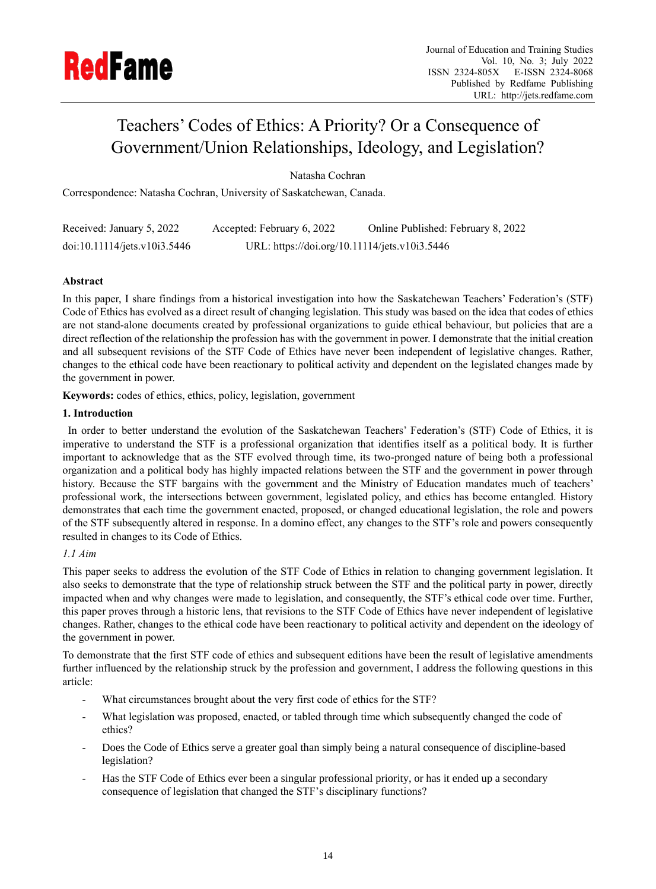# Teachers' Codes of Ethics: A Priority? Or a Consequence of Government/Union Relationships, Ideology, and Legislation?

Natasha Cochran

Correspondence: Natasha Cochran, University of Saskatchewan, Canada.

Received: January 5, 2022 Accepted: February 6, 2022 Online Published: February 8, 2022

doi:10.11114/jets.v10i3.5446 URL: https://doi.org/10.11114/jets.v10i3.5446

**Abstract**

In this paper, I share findings from a historical investigation into how the Saskatchewan Teachers' Federation's (STF) Code of Ethics has evolved as a direct result of changing legislation. This study was based on the idea that codes of ethics are not stand-alone documents created by professional organizations to guide ethical behaviour, but policies that are a direct reflection of the relationship the profession has with the government in power. I demonstrate that the initial creation and all subsequent revisions of the STF Code of Ethics have never been independent of legislative changes. Rather, changes to the ethical code have been reactionary to political activity and dependent on the legislated changes made by the government in power.

**Keywords:** codes of ethics, ethics, policy, legislation, government

## 1. Introduction

In order to better understand the evolution of the Saskatchewan Teachers' Federation's (STF) Code of Ethics, it is imperative to understand the STF is a professional organization that identifies itself as a political body. It is further important to acknowledge that as the STF evolved through time, its two-pronged nature of being both a professional organization and a political body has highly impacted relations between the STF and the government in power through history. Because the STF bargains with the government and the Ministry of Education mandates much of teachers' professional work, the intersections between government, legislated policy, and ethics has become entangled. History demonstrates that each time the government enacted, proposed, or changed educational legislation, the role and powers of the STF subsequently altered in response. In a domino effect, any changes to the STF's role and powers consequently resulted in changes to its Code of Ethics.

### *1.1 Aim*

This paper seeks to address the evolution of the STF Code of Ethics in relation to changing government legislation. It also seeks to demonstrate that the type of relationship struck between the STF and the political party in power, directly impacted when and why changes were made to legislation, and consequently, the STF's ethical code over time. Further, this paper proves through a historic lens, that revisions to the STF Code of Ethics have never independent of legislative changes. Rather, changes to the ethical code have been reactionary to political activity and dependent on the ideology of the government in power.

To demonstrate that the first STF code of ethics and subsequent editions have been the result of legislative amendments further influenced by the relationship struck by the profession and government, I address the following questions in this article:

- What circumstances brought about the very first code of ethics for the STF?
- What legislation was proposed, enacted, or tabled through time which subsequently changed the code of ethics?
- Does the Code of Ethics serve a greater goal than simply being a natural consequence of discipline-based legislation?
- Has the STF Code of Ethics ever been a singular professional priority, or has it ended up a secondary consequence of legislation that changed the STF's disciplinary functions?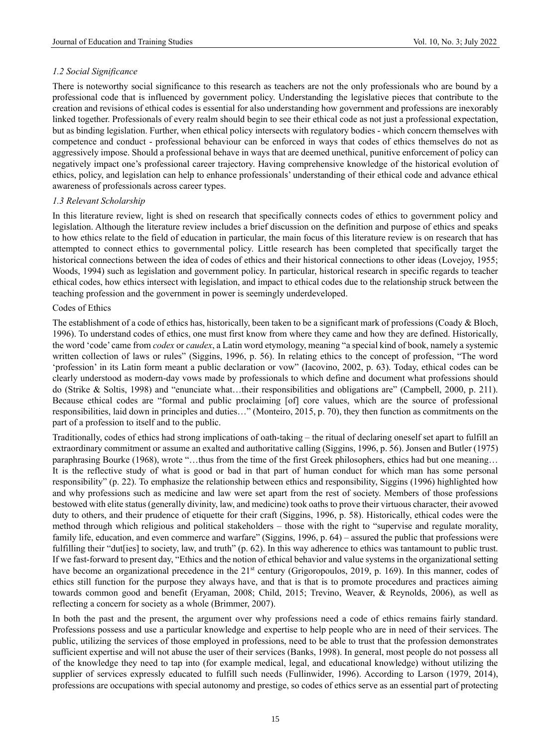### 1.2 Social Significance

There is noteworthy social significance to this research as teachers are not the only professionals who are bound by a professional code that is influenced by government policy. Understanding the legislative pieces that contribute to the creation and revisions of ethical codes is essential for also understanding how government and professions are inexorably linked together. Professionals of every realm should begin to see their ethical code as not just a professional expectation, but as binding legislation. Further, when ethical policy intersects with regulatory bodies - which concern themselves with competence and conduct - professional behaviour can be enforced in ways that codes of ethics themselves do not as aggressively impose. Should a professional behave in ways that are deemed unethical, punitive enforcement of policy can negatively impact one's professional career trajectory. Having comprehensive knowledge of the historical evolution of ethics, policy, and legislation can help to enhance professionals' understanding of their ethical code and advance ethical awareness of professionals across career types.

### 1.3 Relevant Scholarship

In this literature review, light is shed on research that specifically connects codes of ethics to government policy and legislation. Although the literature review includes a brief discussion on the definition and purpose of ethics and speaks to how ethics relate to the field of education in particular, the main focus of this literature review is on research that has attempted to connect ethics to governmental policy. Little research has been completed that specifically target the historical connections between the idea of codes of ethics and their historical connections to other ideas (Lovejoy, 1955; Woods, 1994) such as legislation and government policy. In particular, historical research in specific regards to teacher ethical codes, how ethics intersect with legislation, and impact to ethical codes due to the relationship struck between the teaching profession and the government in power is seemingly underdeveloped.

#### Codes of Ethics

The establishment of a code of ethics has, historically, been taken to be a significant mark of professions (Coady & Bloch, 1996). To understand codes of ethics, one must first know from where they came and how they are defined. Historically, the word 'code' came from *codex* or *caudex*, a Latin word etymology, meaning "a special kind of book, namely a systemic written collection of laws or rules" (Siggins, 1996, p. 56). In relating ethics to the concept of profession, "The word 'profession' in its Latin form meant a public declaration or vow" (Iacovino, 2002, p. 63). Today, ethical codes can be clearly understood as modern-day vows made by professionals to which define and document what professions should do (Strike & Soltis, 1998) and "enunciate what…their responsibilities and obligations are" (Campbell, 2000, p. 211). Because ethical codes are "formal and public proclaiming [of] core values, which are the source of professional responsibilities, laid down in principles and duties…" (Monteiro, 2015, p. 70), they then function as commitments on the part of a profession to itself and to the public.

Traditionally, codes of ethics had strong implications of oath-taking – the ritual of declaring oneself set apart to fulfill an extraordinary commitment or assume an exalted and authoritative calling (Siggins, 1996, p. 56). Jonsen and Butler (1975) paraphrasing Bourke (1968), wrote "…thus from the time of the first Greek philosophers, ethics had but one meaning… It is the reflective study of what is good or bad in that part of human conduct for which man has some personal responsibility" (p. 22). To emphasize the relationship between ethics and responsibility, Siggins (1996) highlighted how and why professions such as medicine and law were set apart from the rest of society. Members of those professions bestowed with elite status (generally divinity, law, and medicine) took oaths to prove their virtuous character, their avowed duty to others, and their prudence of etiquette for their craft (Siggins, 1996, p. 58). Historically, ethical codes were the method through which religious and political stakeholders – those with the right to "supervise and regulate morality, family life, education, and even commerce and warfare" (Siggins, 1996, p. 64) – assured the public that professions were fulfilling their "dut[ies] to society, law, and truth" (p. 62). In this way adherence to ethics was tantamount to public trust. If we fast-forward to present day, "Ethics and the notion of ethical behavior and value systems in the organizational setting have become an organizational precedence in the 21st century (Grigoropoulos, 2019, p. 169). In this manner, codes of ethics still function for the purpose they always have, and that is that is to promote procedures and practices aiming towards common good and benefit (Eryaman, 2008; Child, 2015; Trevino, Weaver, & Reynolds, 2006), as well as reflecting a concern for society as a whole (Brimmer, 2007).

In both the past and the present, the argument over why professions need a code of ethics remains fairly standard. Professions possess and use a particular knowledge and expertise to help people who are in need of their services. The public, utilizing the services of those employed in professions, need to be able to trust that the profession demonstrates sufficient expertise and will not abuse the user of their services (Banks, 1998). In general, most people do not possess all of the knowledge they need to tap into (for example medical, legal, and educational knowledge) without utilizing the supplier of services expressly educated to fulfill such needs (Fullinwider, 1996). According to Larson (1979, 2014), professions are occupations with special autonomy and prestige, so codes of ethics serve as an essential part of protecting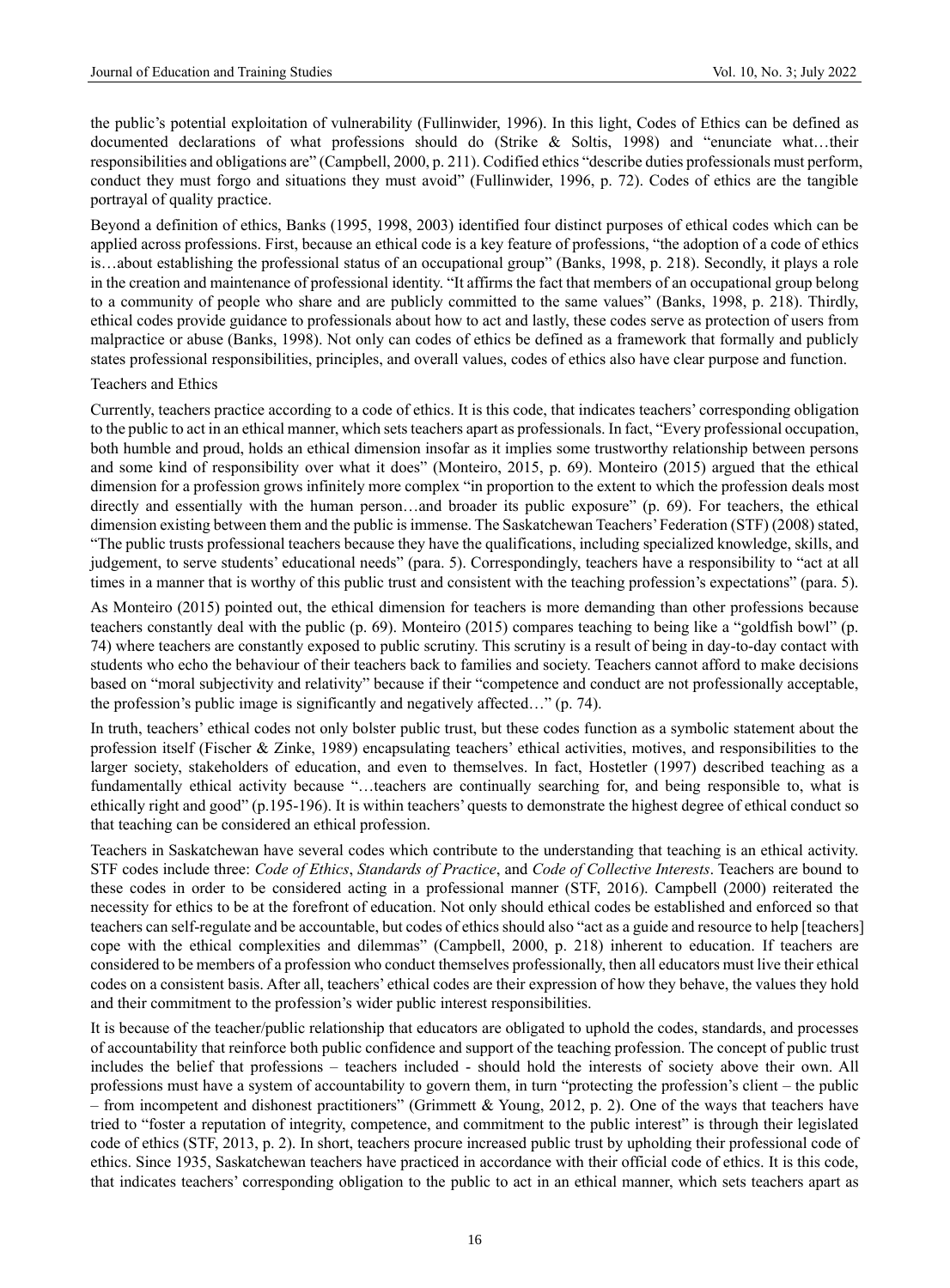the public's potential exploitation of vulnerability (Fullinwider, 1996). In this light, Codes of Ethics can be defined as documented declarations of what professions should do (Strike & Soltis, 1998) and "enunciate what…their responsibilities and obligations are" (Campbell, 2000, p. 211). Codified ethics "describe duties professionals must perform, conduct they must forgo and situations they must avoid" (Fullinwider, 1996, p. 72). Codes of ethics are the tangible portrayal of quality practice.

Beyond a definition of ethics, Banks (1995, 1998, 2003) identified four distinct purposes of ethical codes which can be applied across professions. First, because an ethical code is a key feature of professions, "the adoption of a code of ethics is…about establishing the professional status of an occupational group" (Banks, 1998, p. 218). Secondly, it plays a role in the creation and maintenance of professional identity. "It affirms the fact that members of an occupational group belong to a community of people who share and are publicly committed to the same values" (Banks, 1998, p. 218). Thirdly, ethical codes provide guidance to professionals about how to act and lastly, these codes serve as protection of users from malpractice or abuse (Banks, 1998). Not only can codes of ethics be defined as a framework that formally and publicly states professional responsibilities, principles, and overall values, codes of ethics also have clear purpose and function.

### Teachers and Ethics

Currently, teachers practice according to a code of ethics. It is this code, that indicates teachers' corresponding obligation to the public to act in an ethical manner, which sets teachers apart as professionals. In fact, "Every professional occupation, both humble and proud, holds an ethical dimension insofar as it implies some trustworthy relationship between persons and some kind of responsibility over what it does" (Monteiro, 2015, p. 69). Monteiro (2015) argued that the ethical dimension for a profession grows infinitely more complex "in proportion to the extent to which the profession deals most directly and essentially with the human person…and broader its public exposure" (p. 69). For teachers, the ethical dimension existing between them and the public is immense. The Saskatchewan Teachers' Federation (STF) (2008) stated, "The public trusts professional teachers because they have the qualifications, including specialized knowledge, skills, and judgement, to serve students' educational needs" (para. 5). Correspondingly, teachers have a responsibility to "act at all times in a manner that is worthy of this public trust and consistent with the teaching profession's expectations" (para. 5).

As Monteiro (2015) pointed out, the ethical dimension for teachers is more demanding than other professions because teachers constantly deal with the public (p. 69). Monteiro (2015) compares teaching to being like a "goldfish bowl" (p. 74) where teachers are constantly exposed to public scrutiny. This scrutiny is a result of being in day-to-day contact with students who echo the behaviour of their teachers back to families and society. Teachers cannot afford to make decisions based on "moral subjectivity and relativity" because if their "competence and conduct are not professionally acceptable, the profession's public image is significantly and negatively affected…" (p. 74).

In truth, teachers' ethical codes not only bolster public trust, but these codes function as a symbolic statement about the profession itself (Fischer & Zinke, 1989) encapsulating teachers' ethical activities, motives, and responsibilities to the larger society, stakeholders of education, and even to themselves. In fact, Hostetler (1997) described teaching as a fundamentally ethical activity because "…teachers are continually searching for, and being responsible to, what is ethically right and good" (p.195-196). It is within teachers' quests to demonstrate the highest degree of ethical conduct so that teaching can be considered an ethical profession.

Teachers in Saskatchewan have several codes which contribute to the understanding that teaching is an ethical activity. STF codes include three: *Code of Ethics*, *Standards of Practice*, and *Code of Collective Interests*. Teachers are bound to these codes in order to be considered acting in a professional manner (STF, 2016). Campbell (2000) reiterated the necessity for ethics to be at the forefront of education. Not only should ethical codes be established and enforced so that teachers can self-regulate and be accountable, but codes of ethics should also "act as a guide and resource to help [teachers] cope with the ethical complexities and dilemmas" (Campbell, 2000, p. 218) inherent to education. If teachers are considered to be members of a profession who conduct themselves professionally, then all educators must live their ethical codes on a consistent basis. After all, teachers' ethical codes are their expression of how they behave, the values they hold and their commitment to the profession's wider public interest responsibilities.

It is because of the teacher/public relationship that educators are obligated to uphold the codes, standards, and processes of accountability that reinforce both public confidence and support of the teaching profession. The concept of public trust includes the belief that professions – teachers included - should hold the interests of society above their own. All professions must have a system of accountability to govern them, in turn "protecting the profession's client – the public – from incompetent and dishonest practitioners" (Grimmett & Young, 2012, p. 2). One of the ways that teachers have tried to "foster a reputation of integrity, competence, and commitment to the public interest" is through their legislated code of ethics (STF, 2013, p. 2). In short, teachers procure increased public trust by upholding their professional code of ethics. Since 1935, Saskatchewan teachers have practiced in accordance with their official code of ethics. It is this code, that indicates teachers' corresponding obligation to the public to act in an ethical manner, which sets teachers apart as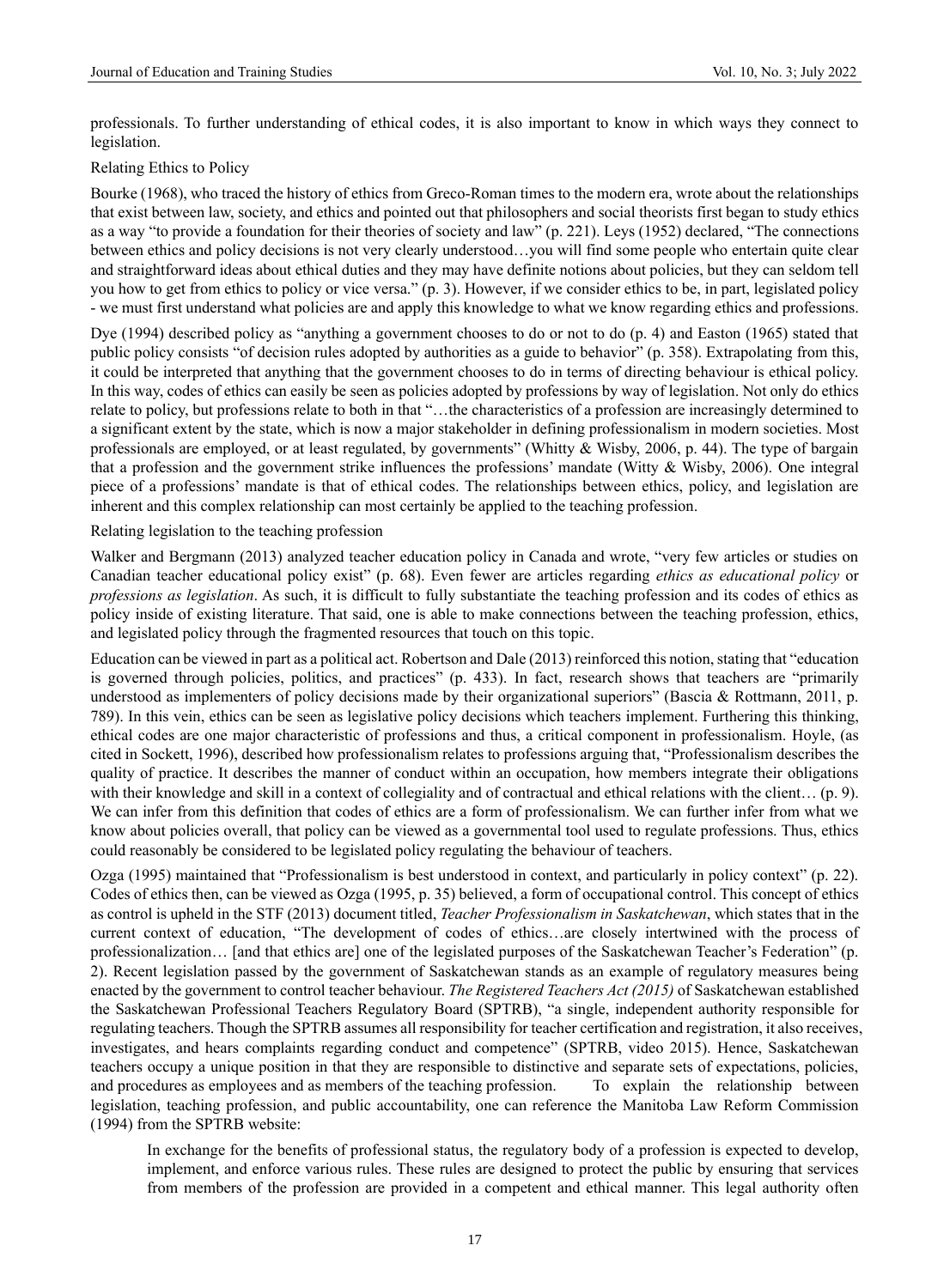professionals. To further understanding of ethical codes, it is also important to know in which ways they connect to legislation.

### Relating Ethics to Policy

Bourke (1968), who traced the history of ethics from Greco-Roman times to the modern era, wrote about the relationships that exist between law, society, and ethics and pointed out that philosophers and social theorists first began to study ethics as a way "to provide a foundation for their theories of society and law" (p. 221). Leys (1952) declared, "The connections between ethics and policy decisions is not very clearly understood…you will find some people who entertain quite clear and straightforward ideas about ethical duties and they may have definite notions about policies, but they can seldom tell you how to get from ethics to policy or vice versa." (p. 3). However, if we consider ethics to be, in part, legislated policy - we must first understand what policies are and apply this knowledge to what we know regarding ethics and professions.

Dye (1994) described policy as "anything a government chooses to do or not to do (p. 4) and Easton (1965) stated that public policy consists "of decision rules adopted by authorities as a guide to behavior" (p. 358). Extrapolating from this, it could be interpreted that anything that the government chooses to do in terms of directing behaviour is ethical policy. In this way, codes of ethics can easily be seen as policies adopted by professions by way of legislation. Not only do ethics relate to policy, but professions relate to both in that "…the characteristics of a profession are increasingly determined to a significant extent by the state, which is now a major stakeholder in defining professionalism in modern societies. Most professionals are employed, or at least regulated, by governments" (Whitty & Wisby, 2006, p. 44). The type of bargain that a profession and the government strike influences the professions' mandate (Witty & Wisby, 2006). One integral piece of a professions' mandate is that of ethical codes. The relationships between ethics, policy, and legislation are inherent and this complex relationship can most certainly be applied to the teaching profession.

### Relating legislation to the teaching profession

Walker and Bergmann (2013) analyzed teacher education policy in Canada and wrote, "very few articles or studies on Canadian teacher educational policy exist" (p. 68). Even fewer are articles regarding *ethics as educational policy* or *professions as legislation*. As such, it is difficult to fully substantiate the teaching profession and its codes of ethics as policy inside of existing literature. That said, one is able to make connections between the teaching profession, ethics, and legislated policy through the fragmented resources that touch on this topic.

Education can be viewed in part as a political act. Robertson and Dale (2013) reinforced this notion, stating that "education is governed through policies, politics, and practices" (p. 433). In fact, research shows that teachers are "primarily understood as implementers of policy decisions made by their organizational superiors" (Bascia & Rottmann, 2011, p. 789). In this vein, ethics can be seen as legislative policy decisions which teachers implement. Furthering this thinking, ethical codes are one major characteristic of professions and thus, a critical component in professionalism. Hoyle, (as cited in Sockett, 1996), described how professionalism relates to professions arguing that, "Professionalism describes the quality of practice. It describes the manner of conduct within an occupation, how members integrate their obligations with their knowledge and skill in a context of collegiality and of contractual and ethical relations with the client… (p. 9). We can infer from this definition that codes of ethics are a form of professionalism. We can further infer from what we know about policies overall, that policy can be viewed as a governmental tool used to regulate professions. Thus, ethics could reasonably be considered to be legislated policy regulating the behaviour of teachers.

Ozga (1995) maintained that "Professionalism is best understood in context, and particularly in policy context" (p. 22). Codes of ethics then, can be viewed as Ozga (1995, p. 35) believed, a form of occupational control. This concept of ethics as control is upheld in the STF (2013) document titled, *Teacher Professionalism in Saskatchewan*, which states that in the current context of education, "The development of codes of ethics…are closely intertwined with the process of professionalization… [and that ethics are] one of the legislated purposes of the Saskatchewan Teacher's Federation" (p. 2). Recent legislation passed by the government of Saskatchewan stands as an example of regulatory measures being enacted by the government to control teacher behaviour. *The Registered Teachers Act (2015)* of Saskatchewan established the Saskatchewan Professional Teachers Regulatory Board (SPTRB), "a single, independent authority responsible for regulating teachers. Though the SPTRB assumes all responsibility for teacher certification and registration, it also receives, investigates, and hears complaints regarding conduct and competence" (SPTRB, video 2015). Hence, Saskatchewan teachers occupy a unique position in that they are responsible to distinctive and separate sets of expectations, policies, and procedures as employees and as members of the teaching profession. To explain the relationship between legislation, teaching profession, and public accountability, one can reference the Manitoba Law Reform Commission (1994) from the SPTRB website:

> In exchange for the benefits of professional status, the regulatory body of a profession is expected to develop, implement, and enforce various rules. These rules are designed to protect the public by ensuring that services from members of the profession are provided in a competent and ethical manner. This legal authority often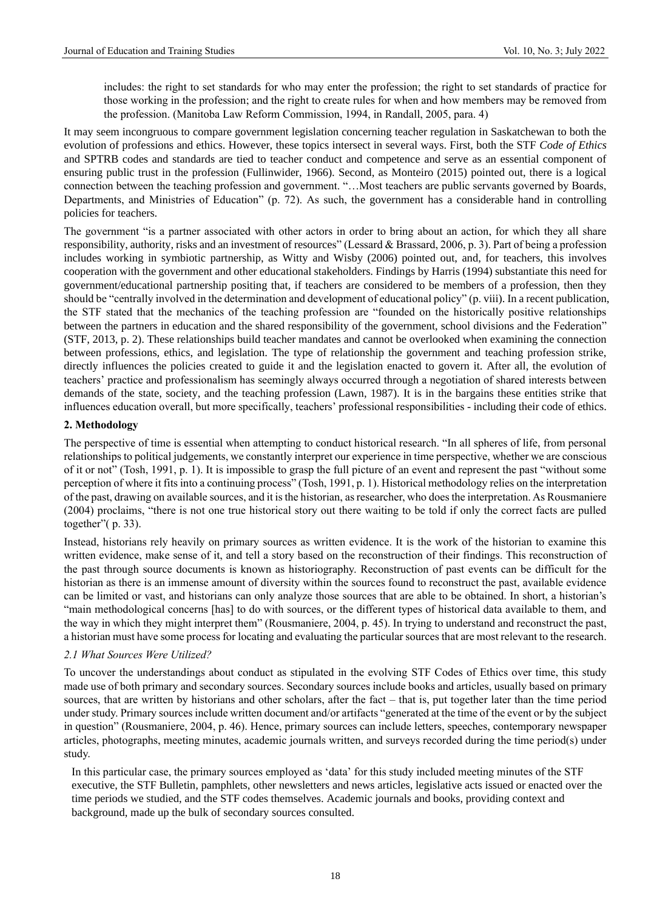> includes: the right to set standards for who may enter the profession; the right to set standards of practice for those working in the profession; and the right to create rules for when and how members may be removed from the profession. (Manitoba Law Reform Commission, 1994, in Randall, 2005, para. 4)

It may seem incongruous to compare government legislation concerning teacher regulation in Saskatchewan to both the evolution of professions and ethics. However, these topics intersect in several ways. First, both the STF *Code of Ethics* and SPTRB codes and standards are tied to teacher conduct and competence and serve as an essential component of ensuring public trust in the profession (Fullinwider, 1966). Second, as Monteiro (2015) pointed out, there is a logical connection between the teaching profession and government. "…Most teachers are public servants governed by Boards, Departments, and Ministries of Education" (p. 72). As such, the government has a considerable hand in controlling policies for teachers.

The government "is a partner associated with other actors in order to bring about an action, for which they all share responsibility, authority, risks and an investment of resources" (Lessard & Brassard, 2006, p. 3). Part of being a profession includes working in symbiotic partnership, as Witty and Wisby (2006) pointed out, and, for teachers, this involves cooperation with the government and other educational stakeholders. Findings by Harris (1994) substantiate this need for government/educational partnership positing that, if teachers are considered to be members of a profession, then they should be "centrally involved in the determination and development of educational policy" (p. viii). In a recent publication, the STF stated that the mechanics of the teaching profession are "founded on the historically positive relationships between the partners in education and the shared responsibility of the government, school divisions and the Federation" (STF, 2013, p. 2). These relationships build teacher mandates and cannot be overlooked when examining the connection between professions, ethics, and legislation. The type of relationship the government and teaching profession strike, directly influences the policies created to guide it and the legislation enacted to govern it. After all, the evolution of teachers' practice and professionalism has seemingly always occurred through a negotiation of shared interests between demands of the state, society, and the teaching profession (Lawn, 1987). It is in the bargains these entities strike that influences education overall, but more specifically, teachers' professional responsibilities - including their code of ethics.

## 2. Methodology

The perspective of time is essential when attempting to conduct historical research. "In all spheres of life, from personal relationships to political judgements, we constantly interpret our experience in time perspective, whether we are conscious of it or not" (Tosh, 1991, p. 1). It is impossible to grasp the full picture of an event and represent the past "without some perception of where it fits into a continuing process" (Tosh, 1991, p. 1). Historical methodology relies on the interpretation of the past, drawing on available sources, and it is the historian, as researcher, who does the interpretation. As Rousmaniere (2004) proclaims, "there is not one true historical story out there waiting to be told if only the correct facts are pulled together"( p. 33).

Instead, historians rely heavily on primary sources as written evidence. It is the work of the historian to examine this written evidence, make sense of it, and tell a story based on the reconstruction of their findings. This reconstruction of the past through source documents is known as historiography. Reconstruction of past events can be difficult for the historian as there is an immense amount of diversity within the sources found to reconstruct the past, available evidence can be limited or vast, and historians can only analyze those sources that are able to be obtained. In short, a historian's "main methodological concerns [has] to do with sources, or the different types of historical data available to them, and the way in which they might interpret them" (Rousmaniere, 2004, p. 45). In trying to understand and reconstruct the past, a historian must have some process for locating and evaluating the particular sources that are most relevant to the research.

### *2.1 What Sources Were Utilized?*

To uncover the understandings about conduct as stipulated in the evolving STF Codes of Ethics over time, this study made use of both primary and secondary sources. Secondary sources include books and articles, usually based on primary sources, that are written by historians and other scholars, after the fact – that is, put together later than the time period under study. Primary sources include written document and/or artifacts "generated at the time of the event or by the subject in question" (Rousmaniere, 2004, p. 46). Hence, primary sources can include letters, speeches, contemporary newspaper articles, photographs, meeting minutes, academic journals written, and surveys recorded during the time period(s) under study.

In this particular case, the primary sources employed as 'data' for this study included meeting minutes of the STF executive, the STF Bulletin, pamphlets, other newsletters and news articles, legislative acts issued or enacted over the time periods we studied, and the STF codes themselves. Academic journals and books, providing context and background, made up the bulk of secondary sources consulted.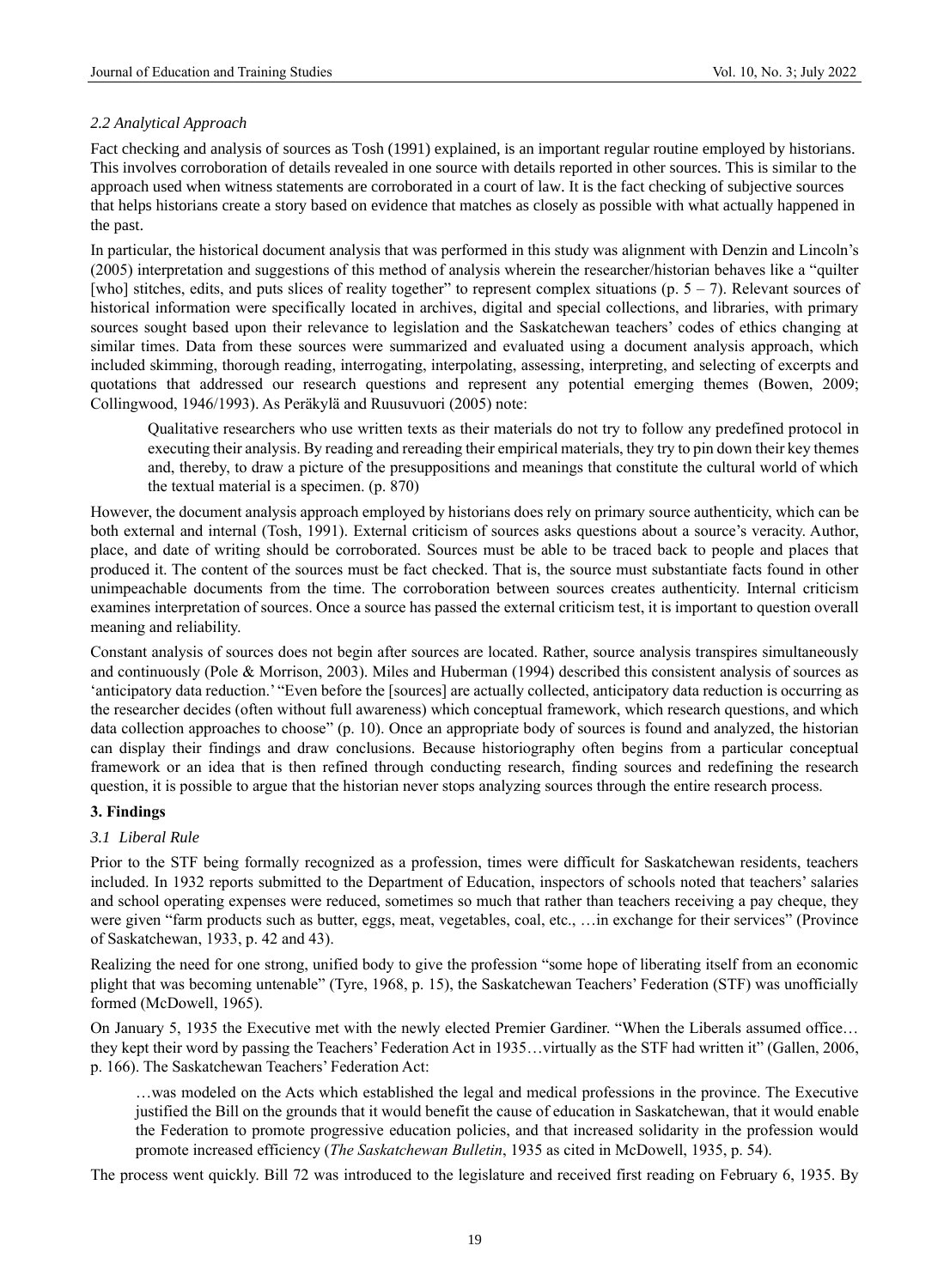### *2.2 Analytical Approach*

Fact checking and analysis of sources as Tosh (1991) explained, is an important regular routine employed by historians. This involves corroboration of details revealed in one source with details reported in other sources. This is similar to the approach used when witness statements are corroborated in a court of law. It is the fact checking of subjective sources that helps historians create a story based on evidence that matches as closely as possible with what actually happened in the past.

In particular, the historical document analysis that was performed in this study was alignment with Denzin and Lincoln's (2005) interpretation and suggestions of this method of analysis wherein the researcher/historian behaves like a "quilter [who] stitches, edits, and puts slices of reality together" to represent complex situations (p. 5 – 7). Relevant sources of historical information were specifically located in archives, digital and special collections, and libraries, with primary sources sought based upon their relevance to legislation and the Saskatchewan teachers' codes of ethics changing at similar times. Data from these sources were summarized and evaluated using a document analysis approach, which included skimming, thorough reading, interrogating, interpolating, assessing, interpreting, and selecting of excerpts and quotations that addressed our research questions and represent any potential emerging themes (Bowen, 2009; Collingwood, 1946/1993). As Peräkylä and Ruusuvuori (2005) note:

> Qualitative researchers who use written texts as their materials do not try to follow any predefined protocol in executing their analysis. By reading and rereading their empirical materials, they try to pin down their key themes and, thereby, to draw a picture of the presuppositions and meanings that constitute the cultural world of which the textual material is a specimen. (p. 870)

However, the document analysis approach employed by historians does rely on primary source authenticity, which can be both external and internal (Tosh, 1991). External criticism of sources asks questions about a source's veracity. Author, place, and date of writing should be corroborated. Sources must be able to be traced back to people and places that produced it. The content of the sources must be fact checked. That is, the source must substantiate facts found in other unimpeachable documents from the time. The corroboration between sources creates authenticity. Internal criticism examines interpretation of sources. Once a source has passed the external criticism test, it is important to question overall meaning and reliability.

Constant analysis of sources does not begin after sources are located. Rather, source analysis transpires simultaneously and continuously (Pole & Morrison, 2003). Miles and Huberman (1994) described this consistent analysis of sources as 'anticipatory data reduction.' "Even before the [sources] are actually collected, anticipatory data reduction is occurring as the researcher decides (often without full awareness) which conceptual framework, which research questions, and which data collection approaches to choose" (p. 10). Once an appropriate body of sources is found and analyzed, the historian can display their findings and draw conclusions. Because historiography often begins from a particular conceptual framework or an idea that is then refined through conducting research, finding sources and redefining the research question, it is possible to argue that the historian never stops analyzing sources through the entire research process.

## 3. Findings

### *3.1 Liberal Rule*

Prior to the STF being formally recognized as a profession, times were difficult for Saskatchewan residents, teachers included. In 1932 reports submitted to the Department of Education, inspectors of schools noted that teachers' salaries and school operating expenses were reduced, sometimes so much that rather than teachers receiving a pay cheque, they were given "farm products such as butter, eggs, meat, vegetables, coal, etc., …in exchange for their services" (Province of Saskatchewan, 1933, p. 42 and 43).

Realizing the need for one strong, unified body to give the profession "some hope of liberating itself from an economic plight that was becoming untenable" (Tyre, 1968, p. 15), the Saskatchewan Teachers' Federation (STF) was unofficially formed (McDowell, 1965).

On January 5, 1935 the Executive met with the newly elected Premier Gardiner. "When the Liberals assumed office… they kept their word by passing the Teachers' Federation Act in 1935…virtually as the STF had written it" (Gallen, 2006, p. 166). The Saskatchewan Teachers' Federation Act:

> …was modeled on the Acts which established the legal and medical professions in the province. The Executive justified the Bill on the grounds that it would benefit the cause of education in Saskatchewan, that it would enable the Federation to promote progressive education policies, and that increased solidarity in the profession would promote increased efficiency (*The Saskatchewan Bulletin*, 1935 as cited in McDowell, 1935, p. 54).

The process went quickly. Bill 72 was introduced to the legislature and received first reading on February 6, 1935. By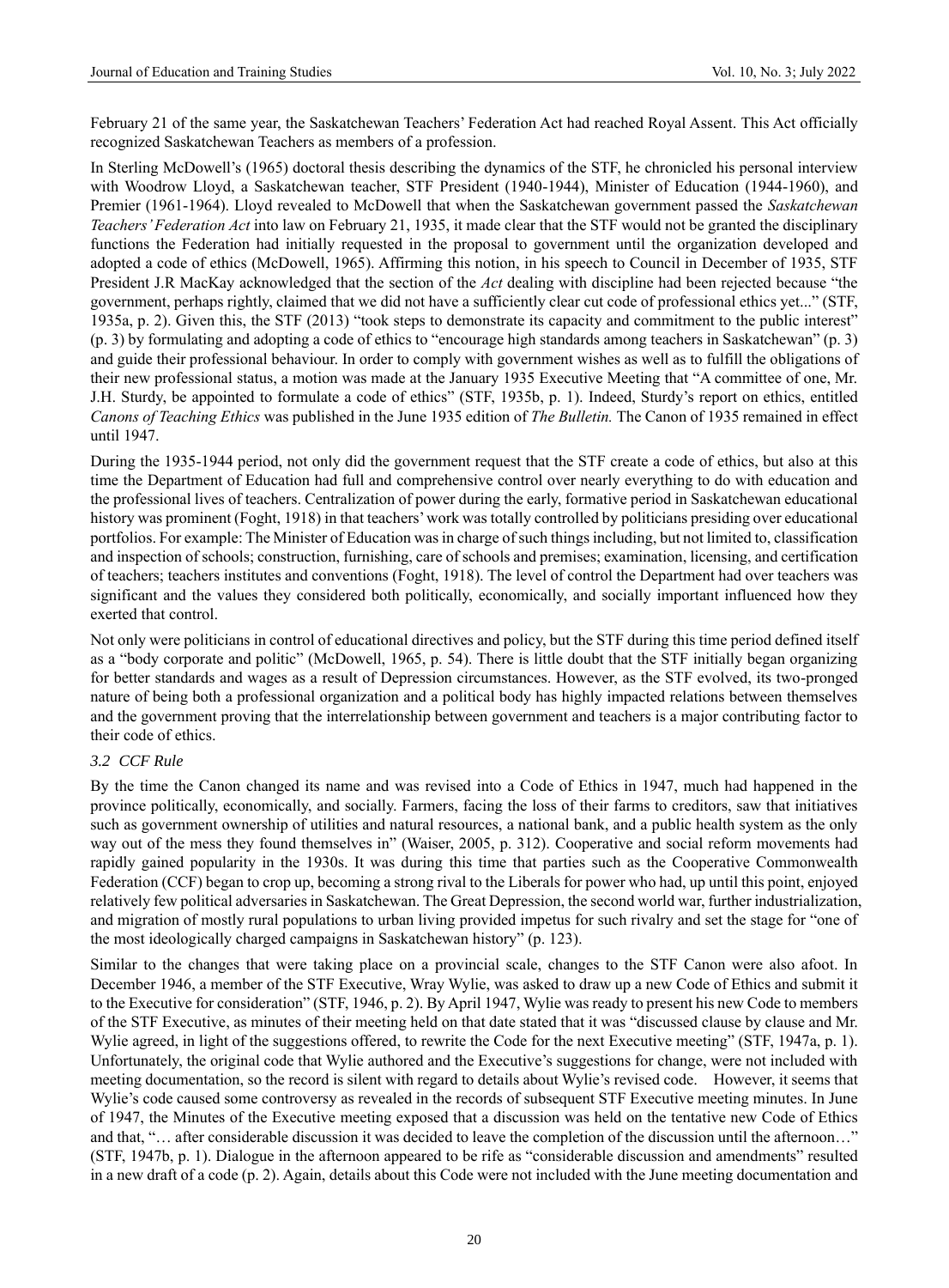February 21 of the same year, the Saskatchewan Teachers' Federation Act had reached Royal Assent. This Act officially recognized Saskatchewan Teachers as members of a profession.

In Sterling McDowell's (1965) doctoral thesis describing the dynamics of the STF, he chronicled his personal interview with Woodrow Lloyd, a Saskatchewan teacher, STF President (1940-1944), Minister of Education (1944-1960), and Premier (1961-1964). Lloyd revealed to McDowell that when the Saskatchewan government passed the *Saskatchewan Teachers' Federation Act* into law on February 21, 1935, it made clear that the STF would not be granted the disciplinary functions the Federation had initially requested in the proposal to government until the organization developed and adopted a code of ethics (McDowell, 1965). Affirming this notion, in his speech to Council in December of 1935, STF President J.R MacKay acknowledged that the section of the *Act* dealing with discipline had been rejected because "the government, perhaps rightly, claimed that we did not have a sufficiently clear cut code of professional ethics yet..." (STF, 1935a, p. 2). Given this, the STF (2013) "took steps to demonstrate its capacity and commitment to the public interest" (p. 3) by formulating and adopting a code of ethics to "encourage high standards among teachers in Saskatchewan" (p. 3) and guide their professional behaviour. In order to comply with government wishes as well as to fulfill the obligations of their new professional status, a motion was made at the January 1935 Executive Meeting that "A committee of one, Mr. J.H. Sturdy, be appointed to formulate a code of ethics" (STF, 1935b, p. 1). Indeed, Sturdy's report on ethics, entitled *Canons of Teaching Ethics* was published in the June 1935 edition of *The Bulletin.* The Canon of 1935 remained in effect until 1947.

During the 1935-1944 period, not only did the government request that the STF create a code of ethics, but also at this time the Department of Education had full and comprehensive control over nearly everything to do with education and the professional lives of teachers. Centralization of power during the early, formative period in Saskatchewan educational history was prominent (Foght, 1918) in that teachers' work was totally controlled by politicians presiding over educational portfolios. For example: The Minister of Education was in charge of such things including, but not limited to, classification and inspection of schools; construction, furnishing, care of schools and premises; examination, licensing, and certification of teachers; teachers institutes and conventions (Foght, 1918). The level of control the Department had over teachers was significant and the values they considered both politically, economically, and socially important influenced how they exerted that control.

Not only were politicians in control of educational directives and policy, but the STF during this time period defined itself as a "body corporate and politic" (McDowell, 1965, p. 54). There is little doubt that the STF initially began organizing for better standards and wages as a result of Depression circumstances. However, as the STF evolved, its two-pronged nature of being both a professional organization and a political body has highly impacted relations between themselves and the government proving that the interrelationship between government and teachers is a major contributing factor to their code of ethics.

### *3.2 CCF Rule*

By the time the Canon changed its name and was revised into a Code of Ethics in 1947, much had happened in the province politically, economically, and socially. Farmers, facing the loss of their farms to creditors, saw that initiatives such as government ownership of utilities and natural resources, a national bank, and a public health system as the only way out of the mess they found themselves in" (Waiser, 2005, p. 312). Cooperative and social reform movements had rapidly gained popularity in the 1930s. It was during this time that parties such as the Cooperative Commonwealth Federation (CCF) began to crop up, becoming a strong rival to the Liberals for power who had, up until this point, enjoyed relatively few political adversaries in Saskatchewan. The Great Depression, the second world war, further industrialization, and migration of mostly rural populations to urban living provided impetus for such rivalry and set the stage for "one of the most ideologically charged campaigns in Saskatchewan history" (p. 123).

Similar to the changes that were taking place on a provincial scale, changes to the STF Canon were also afoot. In December 1946, a member of the STF Executive, Wray Wylie, was asked to draw up a new Code of Ethics and submit it to the Executive for consideration" (STF, 1946, p. 2). By April 1947, Wylie was ready to present his new Code to members of the STF Executive, as minutes of their meeting held on that date stated that it was "discussed clause by clause and Mr. Wylie agreed, in light of the suggestions offered, to rewrite the Code for the next Executive meeting" (STF, 1947a, p. 1). Unfortunately, the original code that Wylie authored and the Executive's suggestions for change, were not included with meeting documentation, so the record is silent with regard to details about Wylie's revised code. However, it seems that Wylie's code caused some controversy as revealed in the records of subsequent STF Executive meeting minutes. In June of 1947, the Minutes of the Executive meeting exposed that a discussion was held on the tentative new Code of Ethics and that, "… after considerable discussion it was decided to leave the completion of the discussion until the afternoon…" (STF, 1947b, p. 1). Dialogue in the afternoon appeared to be rife as "considerable discussion and amendments" resulted in a new draft of a code (p. 2). Again, details about this Code were not included with the June meeting documentation and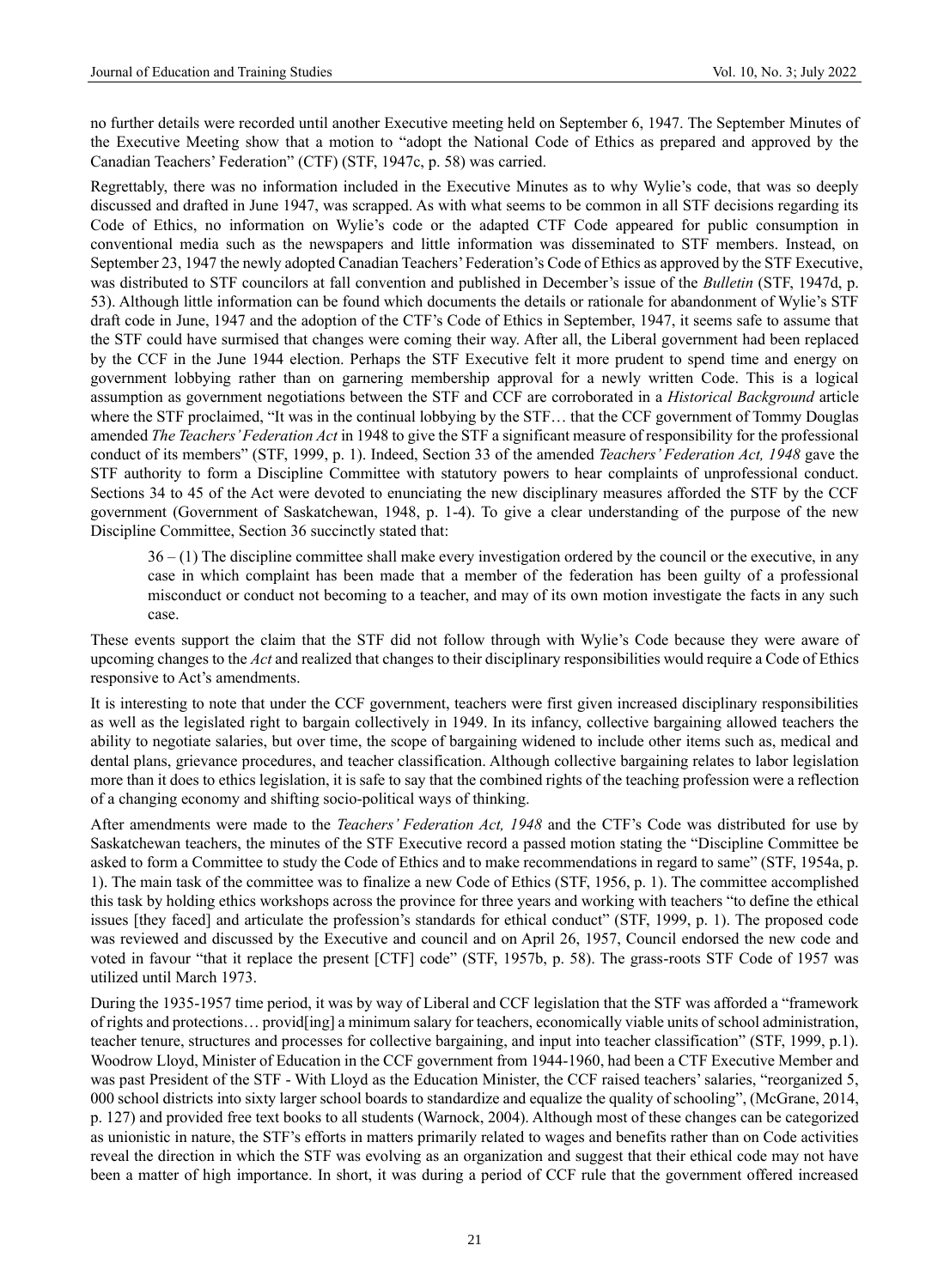no further details were recorded until another Executive meeting held on September 6, 1947. The September Minutes of the Executive Meeting show that a motion to "adopt the National Code of Ethics as prepared and approved by the Canadian Teachers' Federation" (CTF) (STF, 1947c, p. 58) was carried.

Regrettably, there was no information included in the Executive Minutes as to why Wylie's code, that was so deeply discussed and drafted in June 1947, was scrapped. As with what seems to be common in all STF decisions regarding its Code of Ethics, no information on Wylie's code or the adapted CTF Code appeared for public consumption in conventional media such as the newspapers and little information was disseminated to STF members. Instead, on September 23, 1947 the newly adopted Canadian Teachers' Federation's Code of Ethics as approved by the STF Executive, was distributed to STF councilors at fall convention and published in December's issue of the *Bulletin* (STF, 1947d, p. 53). Although little information can be found which documents the details or rationale for abandonment of Wylie's STF draft code in June, 1947 and the adoption of the CTF's Code of Ethics in September, 1947, it seems safe to assume that the STF could have surmised that changes were coming their way. After all, the Liberal government had been replaced by the CCF in the June 1944 election. Perhaps the STF Executive felt it more prudent to spend time and energy on government lobbying rather than on garnering membership approval for a newly written Code. This is a logical assumption as government negotiations between the STF and CCF are corroborated in a *Historical Background* article where the STF proclaimed, "It was in the continual lobbying by the STF… that the CCF government of Tommy Douglas amended *The Teachers' Federation Act* in 1948 to give the STF a significant measure of responsibility for the professional conduct of its members" (STF, 1999, p. 1). Indeed, Section 33 of the amended *Teachers' Federation Act, 1948* gave the STF authority to form a Discipline Committee with statutory powers to hear complaints of unprofessional conduct. Sections 34 to 45 of the Act were devoted to enunciating the new disciplinary measures afforded the STF by the CCF government (Government of Saskatchewan, 1948, p. 1-4). To give a clear understanding of the purpose of the new Discipline Committee, Section 36 succinctly stated that:

> 36 – (1) The discipline committee shall make every investigation ordered by the council or the executive, in any case in which complaint has been made that a member of the federation has been guilty of a professional misconduct or conduct not becoming to a teacher, and may of its own motion investigate the facts in any such case.

These events support the claim that the STF did not follow through with Wylie's Code because they were aware of upcoming changes to the *Act* and realized that changes to their disciplinary responsibilities would require a Code of Ethics responsive to Act's amendments.

It is interesting to note that under the CCF government, teachers were first given increased disciplinary responsibilities as well as the legislated right to bargain collectively in 1949. In its infancy, collective bargaining allowed teachers the ability to negotiate salaries, but over time, the scope of bargaining widened to include other items such as, medical and dental plans, grievance procedures, and teacher classification. Although collective bargaining relates to labor legislation more than it does to ethics legislation, it is safe to say that the combined rights of the teaching profession were a reflection of a changing economy and shifting socio-political ways of thinking.

After amendments were made to the *Teachers' Federation Act, 1948* and the CTF's Code was distributed for use by Saskatchewan teachers, the minutes of the STF Executive record a passed motion stating the "Discipline Committee be asked to form a Committee to study the Code of Ethics and to make recommendations in regard to same" (STF, 1954a, p. 1). The main task of the committee was to finalize a new Code of Ethics (STF, 1956, p. 1). The committee accomplished this task by holding ethics workshops across the province for three years and working with teachers "to define the ethical issues [they faced] and articulate the profession's standards for ethical conduct" (STF, 1999, p. 1). The proposed code was reviewed and discussed by the Executive and council and on April 26, 1957, Council endorsed the new code and voted in favour "that it replace the present [CTF] code" (STF, 1957b, p. 58). The grass-roots STF Code of 1957 was utilized until March 1973.

During the 1935-1957 time period, it was by way of Liberal and CCF legislation that the STF was afforded a "framework of rights and protections… provid[ing] a minimum salary for teachers, economically viable units of school administration, teacher tenure, structures and processes for collective bargaining, and input into teacher classification" (STF, 1999, p.1). Woodrow Lloyd, Minister of Education in the CCF government from 1944-1960, had been a CTF Executive Member and was past President of the STF - With Lloyd as the Education Minister, the CCF raised teachers' salaries, "reorganized 5, 000 school districts into sixty larger school boards to standardize and equalize the quality of schooling", (McGrane, 2014, p. 127) and provided free text books to all students (Warnock, 2004). Although most of these changes can be categorized as unionistic in nature, the STF's efforts in matters primarily related to wages and benefits rather than on Code activities reveal the direction in which the STF was evolving as an organization and suggest that their ethical code may not have been a matter of high importance. In short, it was during a period of CCF rule that the government offered increased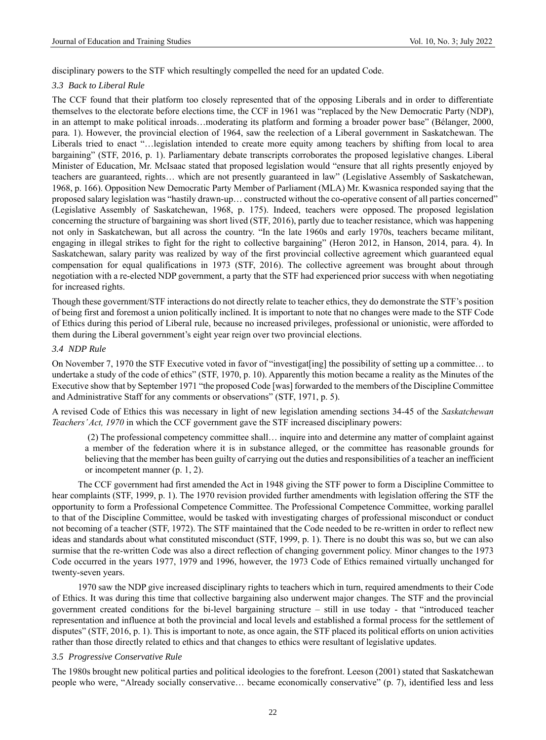disciplinary powers to the STF which resultingly compelled the need for an updated Code.

### *3.3 Back to Liberal Rule*

The CCF found that their platform too closely represented that of the opposing Liberals and in order to differentiate themselves to the electorate before elections time, the CCF in 1961 was "replaced by the New Democratic Party (NDP), in an attempt to make political inroads…moderating its platform and forming a broader power base" (Bélanger, 2000, para. 1). However, the provincial election of 1964, saw the reelection of a Liberal government in Saskatchewan. The Liberals tried to enact "…legislation intended to create more equity among teachers by shifting from local to area bargaining" (STF, 2016, p. 1). Parliamentary debate transcripts corroborates the proposed legislative changes. Liberal Minister of Education, Mr. McIsaac stated that proposed legislation would "ensure that all rights presently enjoyed by teachers are guaranteed, rights… which are not presently guaranteed in law" (Legislative Assembly of Saskatchewan, 1968, p. 166). Opposition New Democratic Party Member of Parliament (MLA) Mr. Kwasnica responded saying that the proposed salary legislation was "hastily drawn-up… constructed without the co-operative consent of all parties concerned" (Legislative Assembly of Saskatchewan, 1968, p. 175). Indeed, teachers were opposed. The proposed legislation concerning the structure of bargaining was short lived (STF, 2016), partly due to teacher resistance, which was happening not only in Saskatchewan, but all across the country. "In the late 1960s and early 1970s, teachers became militant, engaging in illegal strikes to fight for the right to collective bargaining" (Heron 2012, in Hanson, 2014, para. 4). In Saskatchewan, salary parity was realized by way of the first provincial collective agreement which guaranteed equal compensation for equal qualifications in 1973 (STF, 2016). The collective agreement was brought about through negotiation with a re-elected NDP government, a party that the STF had experienced prior success with when negotiating for increased rights.

Though these government/STF interactions do not directly relate to teacher ethics, they do demonstrate the STF's position of being first and foremost a union politically inclined. It is important to note that no changes were made to the STF Code of Ethics during this period of Liberal rule, because no increased privileges, professional or unionistic, were afforded to them during the Liberal government's eight year reign over two provincial elections.

### *3.4 NDP Rule*

On November 7, 1970 the STF Executive voted in favor of "investigat[ing] the possibility of setting up a committee… to undertake a study of the code of ethics" (STF, 1970, p. 10). Apparently this motion became a reality as the Minutes of the Executive show that by September 1971 "the proposed Code [was] forwarded to the members of the Discipline Committee and Administrative Staff for any comments or observations" (STF, 1971, p. 5).

A revised Code of Ethics this was necessary in light of new legislation amending sections 34-45 of the *Saskatchewan Teachers' Act, 1970* in which the CCF government gave the STF increased disciplinary powers:

> (2) The professional competency committee shall… inquire into and determine any matter of complaint against a member of the federation where it is in substance alleged, or the committee has reasonable grounds for believing that the member has been guilty of carrying out the duties and responsibilities of a teacher an inefficient or incompetent manner (p. 1, 2).

The CCF government had first amended the Act in 1948 giving the STF power to form a Discipline Committee to hear complaints (STF, 1999, p. 1). The 1970 revision provided further amendments with legislation offering the STF the opportunity to form a Professional Competence Committee. The Professional Competence Committee, working parallel to that of the Discipline Committee, would be tasked with investigating charges of professional misconduct or conduct not becoming of a teacher (STF, 1972). The STF maintained that the Code needed to be re-written in order to reflect new ideas and standards about what constituted misconduct (STF, 1999, p. 1). There is no doubt this was so, but we can also surmise that the re-written Code was also a direct reflection of changing government policy. Minor changes to the 1973 Code occurred in the years 1977, 1979 and 1996, however, the 1973 Code of Ethics remained virtually unchanged for twenty-seven years.

1970 saw the NDP give increased disciplinary rights to teachers which in turn, required amendments to their Code of Ethics. It was during this time that collective bargaining also underwent major changes. The STF and the provincial government created conditions for the bi-level bargaining structure – still in use today - that "introduced teacher representation and influence at both the provincial and local levels and established a formal process for the settlement of disputes" (STF, 2016, p. 1). This is important to note, as once again, the STF placed its political efforts on union activities rather than those directly related to ethics and that changes to ethics were resultant of legislative updates.

### *3.5 Progressive Conservative Rule*

The 1980s brought new political parties and political ideologies to the forefront. Leeson (2001) stated that Saskatchewan people who were, "Already socially conservative… became economically conservative" (p. 7), identified less and less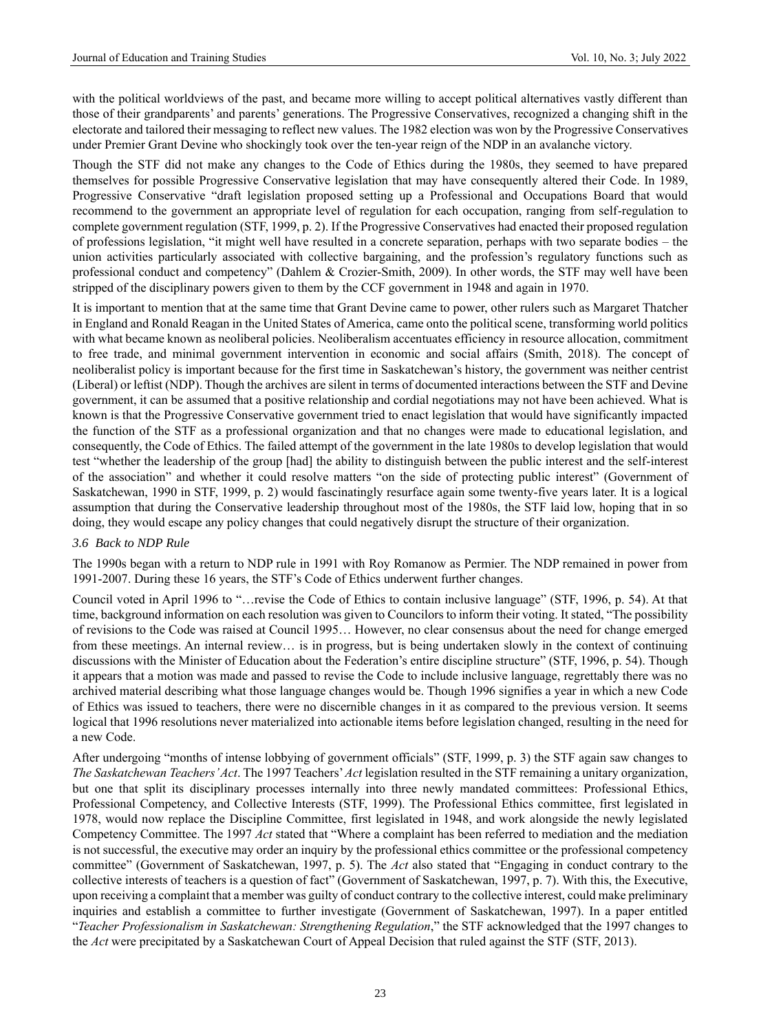with the political worldviews of the past, and became more willing to accept political alternatives vastly different than those of their grandparents' and parents' generations. The Progressive Conservatives, recognized a changing shift in the electorate and tailored their messaging to reflect new values. The 1982 election was won by the Progressive Conservatives under Premier Grant Devine who shockingly took over the ten-year reign of the NDP in an avalanche victory.

Though the STF did not make any changes to the Code of Ethics during the 1980s, they seemed to have prepared themselves for possible Progressive Conservative legislation that may have consequently altered their Code. In 1989, Progressive Conservative "draft legislation proposed setting up a Professional and Occupations Board that would recommend to the government an appropriate level of regulation for each occupation, ranging from self-regulation to complete government regulation (STF, 1999, p. 2). If the Progressive Conservatives had enacted their proposed regulation of professions legislation, "it might well have resulted in a concrete separation, perhaps with two separate bodies – the union activities particularly associated with collective bargaining, and the profession's regulatory functions such as professional conduct and competency" (Dahlem & Crozier-Smith, 2009). In other words, the STF may well have been stripped of the disciplinary powers given to them by the CCF government in 1948 and again in 1970.

It is important to mention that at the same time that Grant Devine came to power, other rulers such as Margaret Thatcher in England and Ronald Reagan in the United States of America, came onto the political scene, transforming world politics with what became known as neoliberal policies. Neoliberalism accentuates efficiency in resource allocation, commitment to free trade, and minimal government intervention in economic and social affairs (Smith, 2018). The concept of neoliberalist policy is important because for the first time in Saskatchewan's history, the government was neither centrist (Liberal) or leftist (NDP). Though the archives are silent in terms of documented interactions between the STF and Devine government, it can be assumed that a positive relationship and cordial negotiations may not have been achieved. What is known is that the Progressive Conservative government tried to enact legislation that would have significantly impacted the function of the STF as a professional organization and that no changes were made to educational legislation, and consequently, the Code of Ethics. The failed attempt of the government in the late 1980s to develop legislation that would test "whether the leadership of the group [had] the ability to distinguish between the public interest and the self-interest of the association" and whether it could resolve matters "on the side of protecting public interest" (Government of Saskatchewan, 1990 in STF, 1999, p. 2) would fascinatingly resurface again some twenty-five years later. It is a logical assumption that during the Conservative leadership throughout most of the 1980s, the STF laid low, hoping that in so doing, they would escape any policy changes that could negatively disrupt the structure of their organization.

### *3.6 Back to NDP Rule*

The 1990s began with a return to NDP rule in 1991 with Roy Romanow as Permier. The NDP remained in power from 1991-2007. During these 16 years, the STF's Code of Ethics underwent further changes.

Council voted in April 1996 to "…revise the Code of Ethics to contain inclusive language" (STF, 1996, p. 54). At that time, background information on each resolution was given to Councilors to inform their voting. It stated, "The possibility of revisions to the Code was raised at Council 1995… However, no clear consensus about the need for change emerged from these meetings. An internal review… is in progress, but is being undertaken slowly in the context of continuing discussions with the Minister of Education about the Federation's entire discipline structure" (STF, 1996, p. 54). Though it appears that a motion was made and passed to revise the Code to include inclusive language, regrettably there was no archived material describing what those language changes would be. Though 1996 signifies a year in which a new Code of Ethics was issued to teachers, there were no discernible changes in it as compared to the previous version. It seems logical that 1996 resolutions never materialized into actionable items before legislation changed, resulting in the need for a new Code.

After undergoing "months of intense lobbying of government officials" (STF, 1999, p. 3) the STF again saw changes to *The Saskatchewan Teachers' Act*. The 1997 Teachers' *Act* legislation resulted in the STF remaining a unitary organization, but one that split its disciplinary processes internally into three newly mandated committees: Professional Ethics, Professional Competency, and Collective Interests (STF, 1999). The Professional Ethics committee, first legislated in 1978, would now replace the Discipline Committee, first legislated in 1948, and work alongside the newly legislated Competency Committee. The 1997 *Act* stated that "Where a complaint has been referred to mediation and the mediation is not successful, the executive may order an inquiry by the professional ethics committee or the professional competency committee" (Government of Saskatchewan, 1997, p. 5). The *Act* also stated that "Engaging in conduct contrary to the collective interests of teachers is a question of fact" (Government of Saskatchewan, 1997, p. 7). With this, the Executive, upon receiving a complaint that a member was guilty of conduct contrary to the collective interest, could make preliminary inquiries and establish a committee to further investigate (Government of Saskatchewan, 1997). In a paper entitled "*Teacher Professionalism in Saskatchewan: Strengthening Regulation*," the STF acknowledged that the 1997 changes to the *Act* were precipitated by a Saskatchewan Court of Appeal Decision that ruled against the STF (STF, 2013).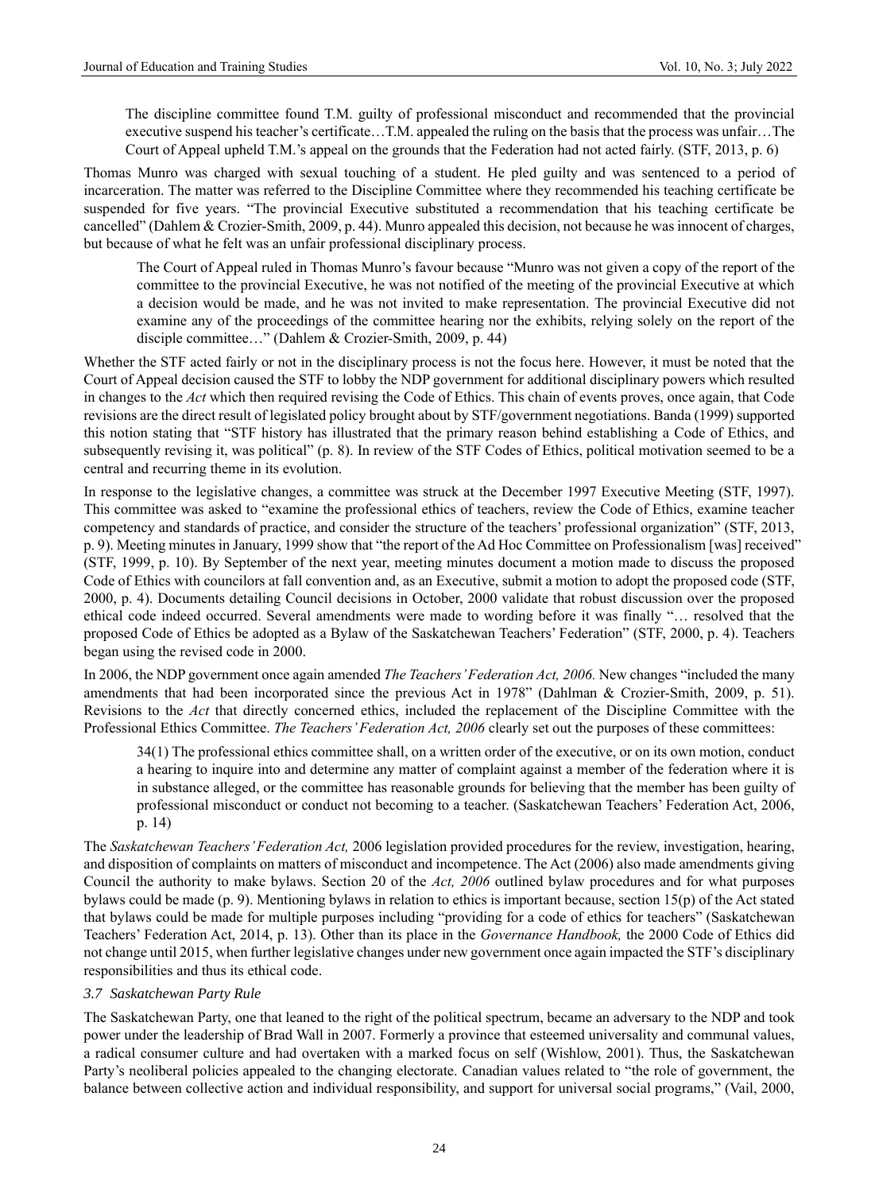> The discipline committee found T.M. guilty of professional misconduct and recommended that the provincial executive suspend his teacher's certificate…T.M. appealed the ruling on the basis that the process was unfair…The Court of Appeal upheld T.M.'s appeal on the grounds that the Federation had not acted fairly. (STF, 2013, p. 6)

Thomas Munro was charged with sexual touching of a student. He pled guilty and was sentenced to a period of incarceration. The matter was referred to the Discipline Committee where they recommended his teaching certificate be suspended for five years. "The provincial Executive substituted a recommendation that his teaching certificate be cancelled" (Dahlem & Crozier-Smith, 2009, p. 44). Munro appealed this decision, not because he was innocent of charges, but because of what he felt was an unfair professional disciplinary process.

> The Court of Appeal ruled in Thomas Munro's favour because "Munro was not given a copy of the report of the committee to the provincial Executive, he was not notified of the meeting of the provincial Executive at which a decision would be made, and he was not invited to make representation. The provincial Executive did not examine any of the proceedings of the committee hearing nor the exhibits, relying solely on the report of the disciple committee…" (Dahlem & Crozier-Smith, 2009, p. 44)

Whether the STF acted fairly or not in the disciplinary process is not the focus here. However, it must be noted that the Court of Appeal decision caused the STF to lobby the NDP government for additional disciplinary powers which resulted in changes to the *Act* which then required revising the Code of Ethics. This chain of events proves, once again, that Code revisions are the direct result of legislated policy brought about by STF/government negotiations. Banda (1999) supported this notion stating that "STF history has illustrated that the primary reason behind establishing a Code of Ethics, and subsequently revising it, was political" (p. 8). In review of the STF Codes of Ethics, political motivation seemed to be a central and recurring theme in its evolution.

In response to the legislative changes, a committee was struck at the December 1997 Executive Meeting (STF, 1997). This committee was asked to "examine the professional ethics of teachers, review the Code of Ethics, examine teacher competency and standards of practice, and consider the structure of the teachers' professional organization" (STF, 2013, p. 9). Meeting minutes in January, 1999 show that "the report of the Ad Hoc Committee on Professionalism [was] received" (STF, 1999, p. 10). By September of the next year, meeting minutes document a motion made to discuss the proposed Code of Ethics with councilors at fall convention and, as an Executive, submit a motion to adopt the proposed code (STF, 2000, p. 4). Documents detailing Council decisions in October, 2000 validate that robust discussion over the proposed ethical code indeed occurred. Several amendments were made to wording before it was finally "… resolved that the proposed Code of Ethics be adopted as a Bylaw of the Saskatchewan Teachers' Federation" (STF, 2000, p. 4). Teachers began using the revised code in 2000.

In 2006, the NDP government once again amended *The Teachers' Federation Act, 2006.* New changes "included the many amendments that had been incorporated since the previous Act in 1978" (Dahlman & Crozier-Smith, 2009, p. 51). Revisions to the *Act* that directly concerned ethics, included the replacement of the Discipline Committee with the Professional Ethics Committee. *The Teachers' Federation Act, 2006* clearly set out the purposes of these committees:

> 34(1) The professional ethics committee shall, on a written order of the executive, or on its own motion, conduct a hearing to inquire into and determine any matter of complaint against a member of the federation where it is in substance alleged, or the committee has reasonable grounds for believing that the member has been guilty of professional misconduct or conduct not becoming to a teacher. (Saskatchewan Teachers' Federation Act, 2006, p. 14)

The *Saskatchewan Teachers' Federation Act,* 2006 legislation provided procedures for the review, investigation, hearing, and disposition of complaints on matters of misconduct and incompetence. The Act (2006) also made amendments giving Council the authority to make bylaws. Section 20 of the *Act, 2006* outlined bylaw procedures and for what purposes bylaws could be made (p. 9). Mentioning bylaws in relation to ethics is important because, section 15(p) of the Act stated that bylaws could be made for multiple purposes including "providing for a code of ethics for teachers" (Saskatchewan Teachers' Federation Act, 2014, p. 13). Other than its place in the *Governance Handbook,* the 2000 Code of Ethics did not change until 2015, when further legislative changes under new government once again impacted the STF's disciplinary responsibilities and thus its ethical code.

### *3.7 Saskatchewan Party Rule*

The Saskatchewan Party, one that leaned to the right of the political spectrum, became an adversary to the NDP and took power under the leadership of Brad Wall in 2007. Formerly a province that esteemed universality and communal values, a radical consumer culture and had overtaken with a marked focus on self (Wishlow, 2001). Thus, the Saskatchewan Party's neoliberal policies appealed to the changing electorate. Canadian values related to "the role of government, the balance between collective action and individual responsibility, and support for universal social programs," (Vail, 2000,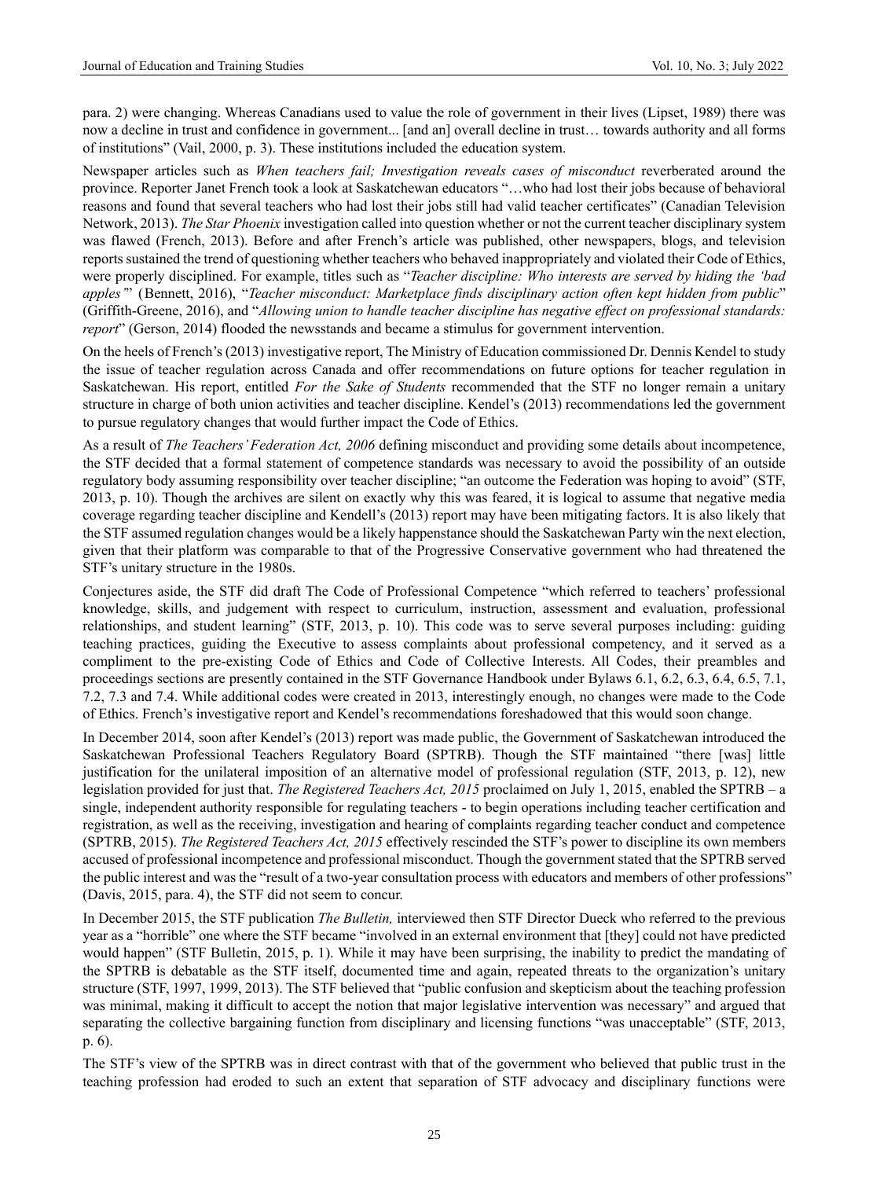para. 2) were changing. Whereas Canadians used to value the role of government in their lives (Lipset, 1989) there was now a decline in trust and confidence in government... [and an] overall decline in trust… towards authority and all forms of institutions" (Vail, 2000, p. 3). These institutions included the education system.

Newspaper articles such as *When teachers fail; Investigation reveals cases of misconduct* reverberated around the province. Reporter Janet French took a look at Saskatchewan educators "…who had lost their jobs because of behavioral reasons and found that several teachers who had lost their jobs still had valid teacher certificates" (Canadian Television Network, 2013). *The Star Phoenix* investigation called into question whether or not the current teacher disciplinary system was flawed (French, 2013). Before and after French's article was published, other newspapers, blogs, and television reports sustained the trend of questioning whether teachers who behaved inappropriately and violated their Code of Ethics, were properly disciplined. For example, titles such as "*Teacher discipline: Who interests are served by hiding the 'bad apples'*" (Bennett, 2016), "*Teacher misconduct: Marketplace finds disciplinary action often kept hidden from public*" (Griffith-Greene, 2016), and "*Allowing union to handle teacher discipline has negative effect on professional standards: report*" (Gerson, 2014) flooded the newsstands and became a stimulus for government intervention.

On the heels of French's (2013) investigative report, The Ministry of Education commissioned Dr. Dennis Kendel to study the issue of teacher regulation across Canada and offer recommendations on future options for teacher regulation in Saskatchewan. His report, entitled *For the Sake of Students* recommended that the STF no longer remain a unitary structure in charge of both union activities and teacher discipline. Kendel's (2013) recommendations led the government to pursue regulatory changes that would further impact the Code of Ethics.

As a result of *The Teachers' Federation Act, 2006* defining misconduct and providing some details about incompetence, the STF decided that a formal statement of competence standards was necessary to avoid the possibility of an outside regulatory body assuming responsibility over teacher discipline; "an outcome the Federation was hoping to avoid" (STF, 2013, p. 10). Though the archives are silent on exactly why this was feared, it is logical to assume that negative media coverage regarding teacher discipline and Kendell's (2013) report may have been mitigating factors. It is also likely that the STF assumed regulation changes would be a likely happenstance should the Saskatchewan Party win the next election, given that their platform was comparable to that of the Progressive Conservative government who had threatened the STF's unitary structure in the 1980s.

Conjectures aside, the STF did draft The Code of Professional Competence "which referred to teachers' professional knowledge, skills, and judgement with respect to curriculum, instruction, assessment and evaluation, professional relationships, and student learning" (STF, 2013, p. 10). This code was to serve several purposes including: guiding teaching practices, guiding the Executive to assess complaints about professional competency, and it served as a compliment to the pre-existing Code of Ethics and Code of Collective Interests. All Codes, their preambles and proceedings sections are presently contained in the STF Governance Handbook under Bylaws 6.1, 6.2, 6.3, 6.4, 6.5, 7.1, 7.2, 7.3 and 7.4. While additional codes were created in 2013, interestingly enough, no changes were made to the Code of Ethics. French's investigative report and Kendel's recommendations foreshadowed that this would soon change.

In December 2014, soon after Kendel's (2013) report was made public, the Government of Saskatchewan introduced the Saskatchewan Professional Teachers Regulatory Board (SPTRB). Though the STF maintained "there [was] little justification for the unilateral imposition of an alternative model of professional regulation (STF, 2013, p. 12), new legislation provided for just that. *The Registered Teachers Act, 2015* proclaimed on July 1, 2015, enabled the SPTRB – a single, independent authority responsible for regulating teachers - to begin operations including teacher certification and registration, as well as the receiving, investigation and hearing of complaints regarding teacher conduct and competence (SPTRB, 2015). *The Registered Teachers Act, 2015* effectively rescinded the STF's power to discipline its own members accused of professional incompetence and professional misconduct. Though the government stated that the SPTRB served the public interest and was the "result of a two-year consultation process with educators and members of other professions" (Davis, 2015, para. 4), the STF did not seem to concur.

In December 2015, the STF publication *The Bulletin,* interviewed then STF Director Dueck who referred to the previous year as a "horrible" one where the STF became "involved in an external environment that [they] could not have predicted would happen" (STF Bulletin, 2015, p. 1). While it may have been surprising, the inability to predict the mandating of the SPTRB is debatable as the STF itself, documented time and again, repeated threats to the organization's unitary structure (STF, 1997, 1999, 2013). The STF believed that "public confusion and skepticism about the teaching profession was minimal, making it difficult to accept the notion that major legislative intervention was necessary" and argued that separating the collective bargaining function from disciplinary and licensing functions "was unacceptable" (STF, 2013, p. 6).

The STF's view of the SPTRB was in direct contrast with that of the government who believed that public trust in the teaching profession had eroded to such an extent that separation of STF advocacy and disciplinary functions were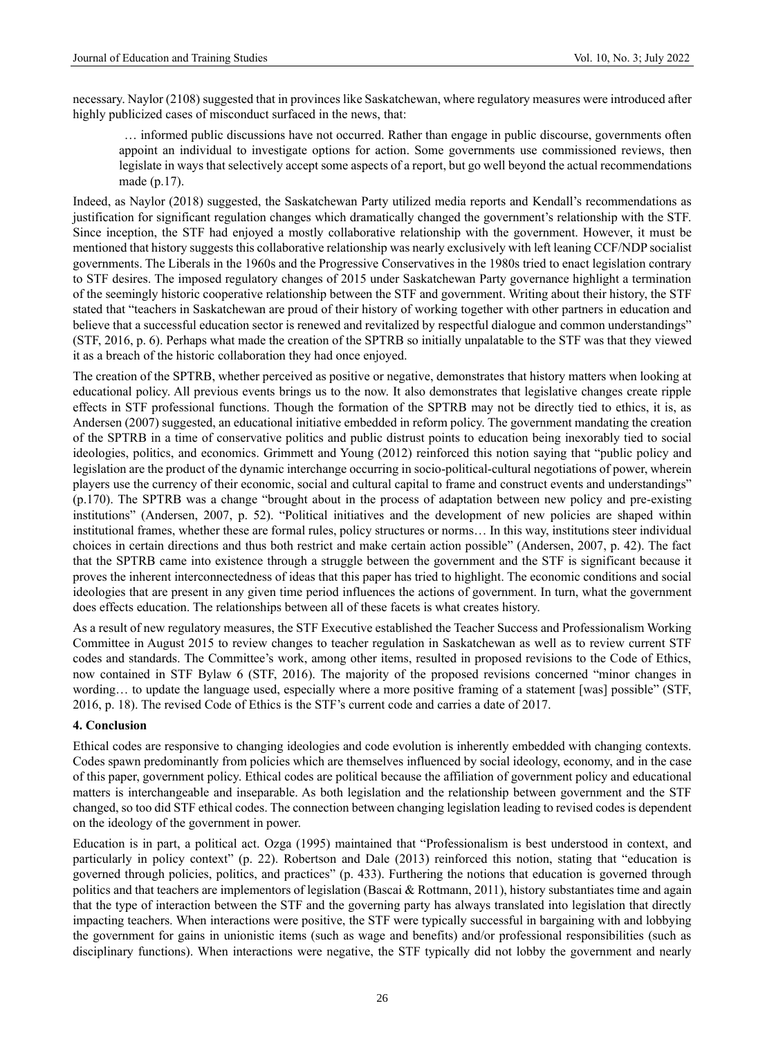necessary. Naylor (2108) suggested that in provinces like Saskatchewan, where regulatory measures were introduced after highly publicized cases of misconduct surfaced in the news, that:

> … informed public discussions have not occurred. Rather than engage in public discourse, governments often appoint an individual to investigate options for action. Some governments use commissioned reviews, then legislate in ways that selectively accept some aspects of a report, but go well beyond the actual recommendations made (p.17).

Indeed, as Naylor (2018) suggested, the Saskatchewan Party utilized media reports and Kendall's recommendations as justification for significant regulation changes which dramatically changed the government's relationship with the STF. Since inception, the STF had enjoyed a mostly collaborative relationship with the government. However, it must be mentioned that history suggests this collaborative relationship was nearly exclusively with left leaning CCF/NDP socialist governments. The Liberals in the 1960s and the Progressive Conservatives in the 1980s tried to enact legislation contrary to STF desires. The imposed regulatory changes of 2015 under Saskatchewan Party governance highlight a termination of the seemingly historic cooperative relationship between the STF and government. Writing about their history, the STF stated that "teachers in Saskatchewan are proud of their history of working together with other partners in education and believe that a successful education sector is renewed and revitalized by respectful dialogue and common understandings" (STF, 2016, p. 6). Perhaps what made the creation of the SPTRB so initially unpalatable to the STF was that they viewed it as a breach of the historic collaboration they had once enjoyed.

The creation of the SPTRB, whether perceived as positive or negative, demonstrates that history matters when looking at educational policy. All previous events brings us to the now. It also demonstrates that legislative changes create ripple effects in STF professional functions. Though the formation of the SPTRB may not be directly tied to ethics, it is, as Andersen (2007) suggested, an educational initiative embedded in reform policy. The government mandating the creation of the SPTRB in a time of conservative politics and public distrust points to education being inexorably tied to social ideologies, politics, and economics. Grimmett and Young (2012) reinforced this notion saying that "public policy and legislation are the product of the dynamic interchange occurring in socio-political-cultural negotiations of power, wherein players use the currency of their economic, social and cultural capital to frame and construct events and understandings" (p.170). The SPTRB was a change "brought about in the process of adaptation between new policy and pre-existing institutions" (Andersen, 2007, p. 52). "Political initiatives and the development of new policies are shaped within institutional frames, whether these are formal rules, policy structures or norms… In this way, institutions steer individual choices in certain directions and thus both restrict and make certain action possible" (Andersen, 2007, p. 42). The fact that the SPTRB came into existence through a struggle between the government and the STF is significant because it proves the inherent interconnectedness of ideas that this paper has tried to highlight. The economic conditions and social ideologies that are present in any given time period influences the actions of government. In turn, what the government does effects education. The relationships between all of these facets is what creates history.

As a result of new regulatory measures, the STF Executive established the Teacher Success and Professionalism Working Committee in August 2015 to review changes to teacher regulation in Saskatchewan as well as to review current STF codes and standards. The Committee's work, among other items, resulted in proposed revisions to the Code of Ethics, now contained in STF Bylaw 6 (STF, 2016). The majority of the proposed revisions concerned "minor changes in wording… to update the language used, especially where a more positive framing of a statement [was] possible" (STF, 2016, p. 18). The revised Code of Ethics is the STF's current code and carries a date of 2017.

## 4. Conclusion

Ethical codes are responsive to changing ideologies and code evolution is inherently embedded with changing contexts. Codes spawn predominantly from policies which are themselves influenced by social ideology, economy, and in the case of this paper, government policy. Ethical codes are political because the affiliation of government policy and educational matters is interchangeable and inseparable. As both legislation and the relationship between government and the STF changed, so too did STF ethical codes. The connection between changing legislation leading to revised codes is dependent on the ideology of the government in power.

Education is in part, a political act. Ozga (1995) maintained that "Professionalism is best understood in context, and particularly in policy context" (p. 22). Robertson and Dale (2013) reinforced this notion, stating that "education is governed through policies, politics, and practices" (p. 433). Furthering the notions that education is governed through politics and that teachers are implementors of legislation (Bascai & Rottmann, 2011), history substantiates time and again that the type of interaction between the STF and the governing party has always translated into legislation that directly impacting teachers. When interactions were positive, the STF were typically successful in bargaining with and lobbying the government for gains in unionistic items (such as wage and benefits) and/or professional responsibilities (such as disciplinary functions). When interactions were negative, the STF typically did not lobby the government and nearly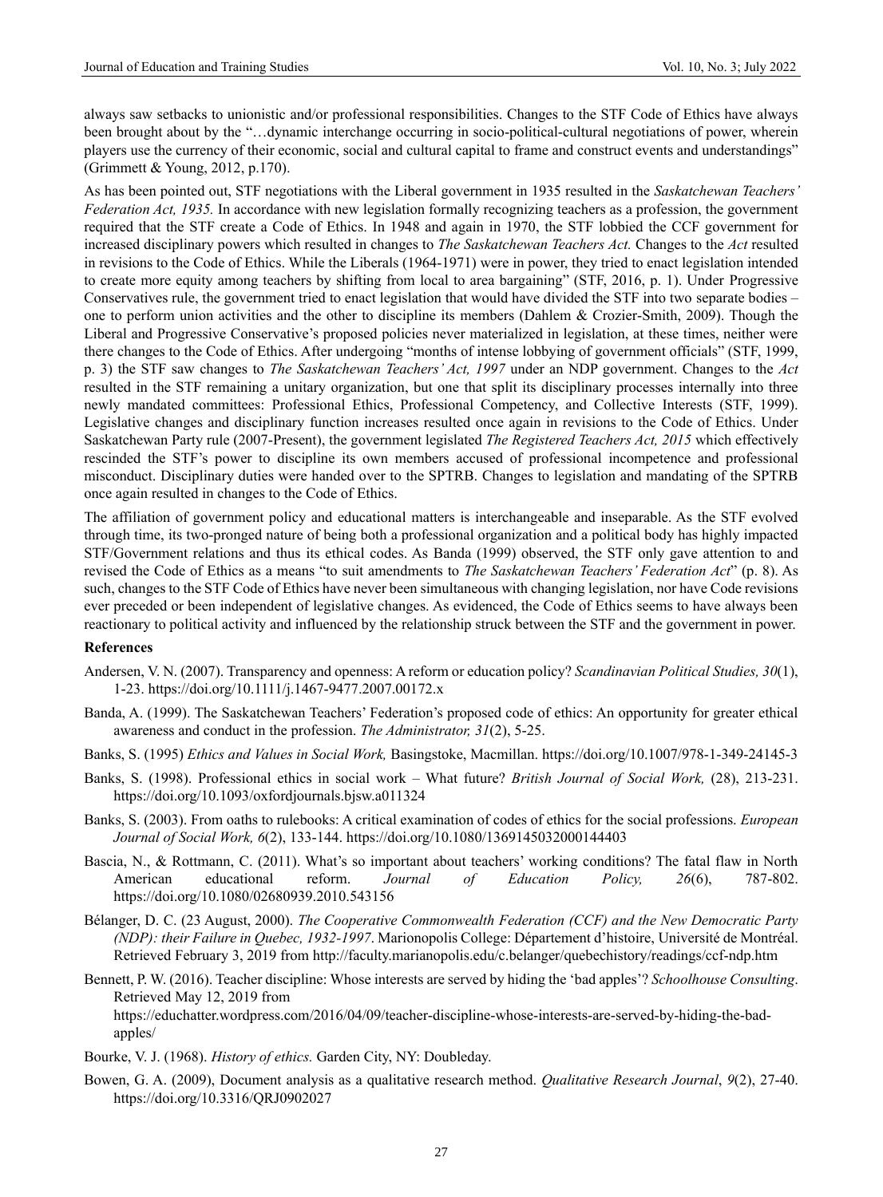always saw setbacks to unionistic and/or professional responsibilities. Changes to the STF Code of Ethics have always been brought about by the "…dynamic interchange occurring in socio-political-cultural negotiations of power, wherein players use the currency of their economic, social and cultural capital to frame and construct events and understandings" (Grimmett & Young, 2012, p.170).

As has been pointed out, STF negotiations with the Liberal government in 1935 resulted in the *Saskatchewan Teachers' Federation Act, 1935.* In accordance with new legislation formally recognizing teachers as a profession, the government required that the STF create a Code of Ethics. In 1948 and again in 1970, the STF lobbied the CCF government for increased disciplinary powers which resulted in changes to *The Saskatchewan Teachers Act.* Changes to the *Act* resulted in revisions to the Code of Ethics. While the Liberals (1964-1971) were in power, they tried to enact legislation intended to create more equity among teachers by shifting from local to area bargaining" (STF, 2016, p. 1). Under Progressive Conservatives rule, the government tried to enact legislation that would have divided the STF into two separate bodies – one to perform union activities and the other to discipline its members (Dahlem & Crozier-Smith, 2009). Though the Liberal and Progressive Conservative's proposed policies never materialized in legislation, at these times, neither were there changes to the Code of Ethics. After undergoing "months of intense lobbying of government officials" (STF, 1999, p. 3) the STF saw changes to *The Saskatchewan Teachers' Act, 1997* under an NDP government. Changes to the *Act* resulted in the STF remaining a unitary organization, but one that split its disciplinary processes internally into three newly mandated committees: Professional Ethics, Professional Competency, and Collective Interests (STF, 1999). Legislative changes and disciplinary function increases resulted once again in revisions to the Code of Ethics. Under Saskatchewan Party rule (2007-Present), the government legislated *The Registered Teachers Act, 2015* which effectively rescinded the STF's power to discipline its own members accused of professional incompetence and professional misconduct. Disciplinary duties were handed over to the SPTRB. Changes to legislation and mandating of the SPTRB once again resulted in changes to the Code of Ethics.

The affiliation of government policy and educational matters is interchangeable and inseparable. As the STF evolved through time, its two-pronged nature of being both a professional organization and a political body has highly impacted STF/Government relations and thus its ethical codes. As Banda (1999) observed, the STF only gave attention to and revised the Code of Ethics as a means "to suit amendments to *The Saskatchewan Teachers' Federation Act*" (p. 8). As such, changes to the STF Code of Ethics have never been simultaneous with changing legislation, nor have Code revisions ever preceded or been independent of legislative changes. As evidenced, the Code of Ethics seems to have always been reactionary to political activity and influenced by the relationship struck between the STF and the government in power.

**References**

Andersen, V. N. (2007). Transparency and openness: A reform or education policy? *Scandinavian Political Studies, 30*(1), 1-23. https://doi.org/10.1111/j.1467-9477.2007.00172.x

Banda, A. (1999). The Saskatchewan Teachers' Federation's proposed code of ethics: An opportunity for greater ethical awareness and conduct in the profession. *The Administrator, 31*(2), 5-25.

Banks, S. (1995) *Ethics and Values in Social Work,* Basingstoke, Macmillan. https://doi.org/10.1007/978-1-349-24145-3

Banks, S. (1998). Professional ethics in social work – What future? *British Journal of Social Work,* (28), 213-231. https://doi.org/10.1093/oxfordjournals.bjsw.a011324

Banks, S. (2003). From oaths to rulebooks: A critical examination of codes of ethics for the social professions. *European Journal of Social Work, 6*(2), 133-144. https://doi.org/10.1080/1369145032000144403

Bascia, N., & Rottmann, C. (2011). What's so important about teachers' working conditions? The fatal flaw in North American educational reform. *Journal of Education Policy, 26*(6), 787-802. https://doi.org/10.1080/02680939.2010.543156

Bélanger, D. C. (23 August, 2000). *The Cooperative Commonwealth Federation (CCF) and the New Democratic Party (NDP): their Failure in Quebec, 1932-1997*. Marionopolis College: Département d'histoire, Université de Montréal. Retrieved February 3, 2019 from http://faculty.marianopolis.edu/c.belanger/quebechistory/readings/ccf-ndp.htm

Bennett, P. W. (2016). Teacher discipline: Whose interests are served by hiding the 'bad apples'? *Schoolhouse Consulting*. Retrieved May 12, 2019 from https://educhatter.wordpress.com/2016/04/09/teacher-discipline-whose-interests-are-served-by-hiding-the-bad-apples/

Bourke, V. J. (1968). *History of ethics.* Garden City, NY: Doubleday.

Bowen, G. A. (2009), Document analysis as a qualitative research method. *Qualitative Research Journal*, *9*(2), 27-40. https://doi.org/10.3316/QRJ0902027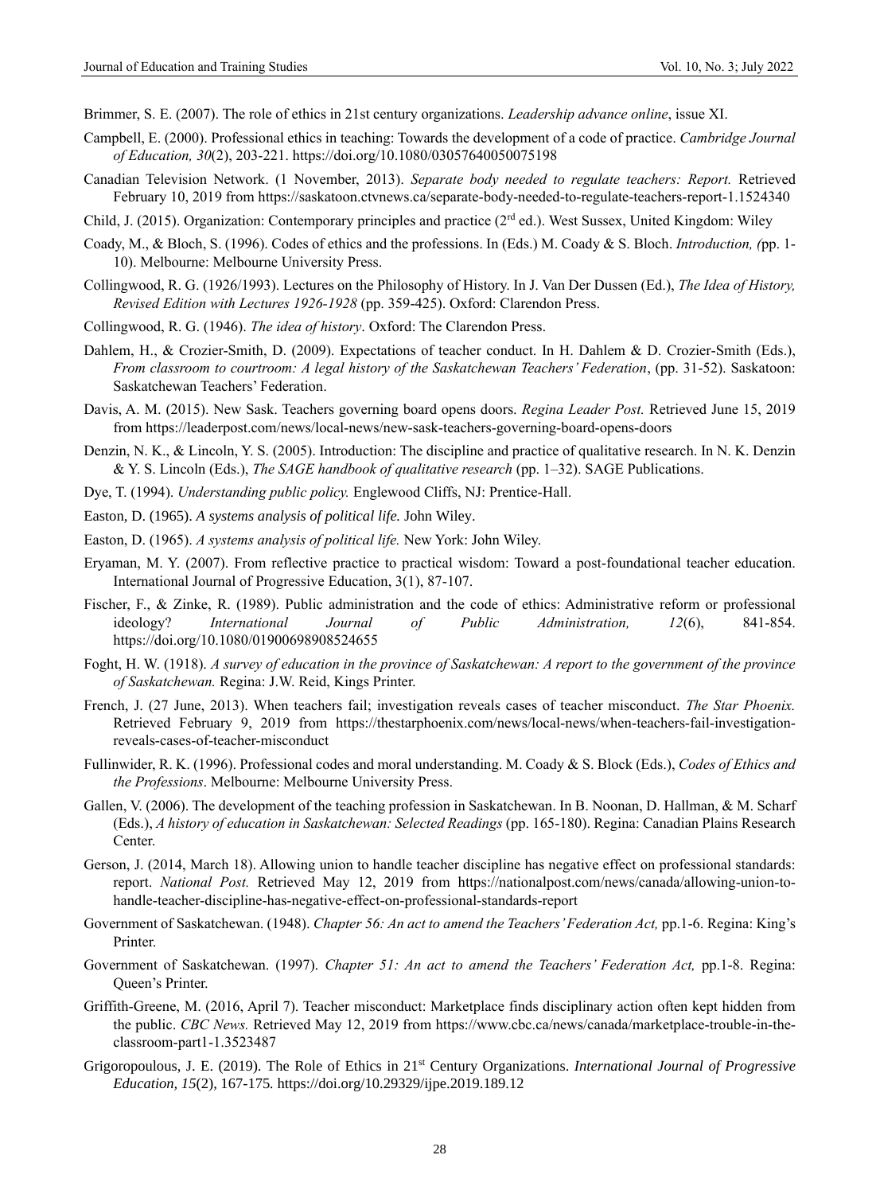Brimmer, S. E. (2007). The role of ethics in 21st century organizations. *Leadership advance online*, issue XI.

Campbell, E. (2000). Professional ethics in teaching: Towards the development of a code of practice. *Cambridge Journal of Education, 30*(2), 203-221. https://doi.org/10.1080/03057640050075198

Canadian Television Network. (1 November, 2013). *Separate body needed to regulate teachers: Report.* Retrieved February 10, 2019 from https://saskatoon.ctvnews.ca/separate-body-needed-to-regulate-teachers-report-1.1524340

Child, J. (2015). Organization: Contemporary principles and practice (2rd ed.). West Sussex, United Kingdom: Wiley

Coady, M., & Bloch, S. (1996). Codes of ethics and the professions. In (Eds.) M. Coady & S. Bloch. *Introduction, (*pp. 1-10). Melbourne: Melbourne University Press.

Collingwood, R. G. (1926/1993). Lectures on the Philosophy of History. In J. Van Der Dussen (Ed.), *The Idea of History, Revised Edition with Lectures 1926-1928* (pp. 359-425). Oxford: Clarendon Press.

Collingwood, R. G. (1946). *The idea of history*. Oxford: The Clarendon Press.

Dahlem, H., & Crozier-Smith, D. (2009). Expectations of teacher conduct. In H. Dahlem & D. Crozier-Smith (Eds.), *From classroom to courtroom: A legal history of the Saskatchewan Teachers' Federation*, (pp. 31-52). Saskatoon: Saskatchewan Teachers' Federation.

Davis, A. M. (2015). New Sask. Teachers governing board opens doors. *Regina Leader Post.* Retrieved June 15, 2019 from https://leaderpost.com/news/local-news/new-sask-teachers-governing-board-opens-doors

Denzin, N. K., & Lincoln, Y. S. (2005). Introduction: The discipline and practice of qualitative research. In N. K. Denzin & Y. S. Lincoln (Eds.), *The SAGE handbook of qualitative research* (pp. 1–32). SAGE Publications.

Dye, T. (1994). *Understanding public policy.* Englewood Cliffs, NJ: Prentice-Hall.

Easton, D. (1965). *A systems analysis of political life.* John Wiley.

Easton, D. (1965). *A systems analysis of political life.* New York: John Wiley.

Eryaman, M. Y. (2007). From reflective practice to practical wisdom: Toward a post-foundational teacher education. International Journal of Progressive Education, 3(1), 87-107.

Fischer, F., & Zinke, R. (1989). Public administration and the code of ethics: Administrative reform or professional ideology? *International Journal of Public Administration, 12*(6), 841-854. https://doi.org/10.1080/01900698908524655

Foght, H. W. (1918). *A survey of education in the province of Saskatchewan: A report to the government of the province of Saskatchewan.* Regina: J.W. Reid, Kings Printer.

French, J. (27 June, 2013). When teachers fail; investigation reveals cases of teacher misconduct. *The Star Phoenix.* Retrieved February 9, 2019 from https://thestarphoenix.com/news/local-news/when-teachers-fail-investigation-reveals-cases-of-teacher-misconduct

Fullinwider, R. K. (1996). Professional codes and moral understanding. M. Coady & S. Block (Eds.), *Codes of Ethics and the Professions*. Melbourne: Melbourne University Press.

Gallen, V. (2006). The development of the teaching profession in Saskatchewan. In B. Noonan, D. Hallman, & M. Scharf (Eds.), *A history of education in Saskatchewan: Selected Readings* (pp. 165-180). Regina: Canadian Plains Research Center.

Gerson, J. (2014, March 18). Allowing union to handle teacher discipline has negative effect on professional standards: report. *National Post.* Retrieved May 12, 2019 from https://nationalpost.com/news/canada/allowing-union-to-handle-teacher-discipline-has-negative-effect-on-professional-standards-report

Government of Saskatchewan. (1948). *Chapter 56: An act to amend the Teachers' Federation Act,* pp.1-6. Regina: King's Printer.

Government of Saskatchewan. (1997). *Chapter 51: An act to amend the Teachers' Federation Act,* pp.1-8. Regina: Queen's Printer.

Griffith-Greene, M. (2016, April 7). Teacher misconduct: Marketplace finds disciplinary action often kept hidden from the public. *CBC News.* Retrieved May 12, 2019 from https://www.cbc.ca/news/canada/marketplace-trouble-in-the-classroom-part1-1.3523487

Grigoropoulous, J. E. (2019). The Role of Ethics in 21st Century Organizations. *International Journal of Progressive Education, 15*(2), 167-175. https://doi.org/10.29329/ijpe.2019.189.12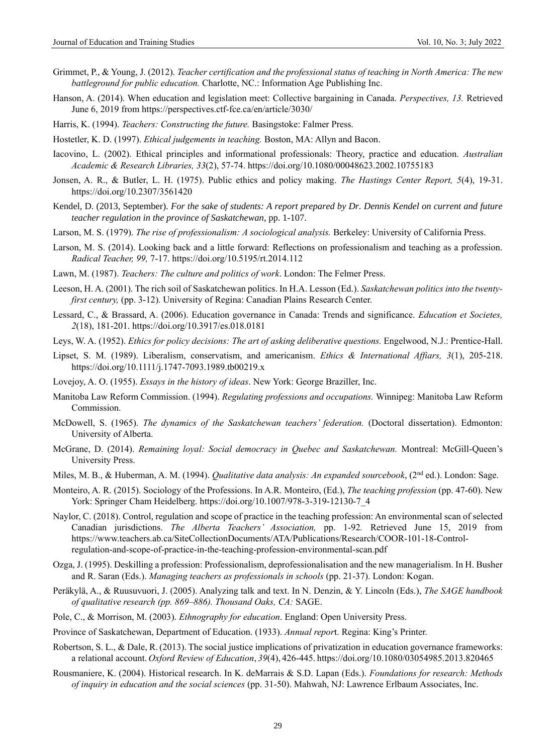Grimmet, P., & Young, J. (2012). *Teacher certification and the professional status of teaching in North America: The new battleground for public education.* Charlotte, NC.: Information Age Publishing Inc.

Hanson, A. (2014). When education and legislation meet: Collective bargaining in Canada. *Perspectives, 13.* Retrieved June 6, 2019 from https://perspectives.ctf-fce.ca/en/article/3030/

Harris, K. (1994). *Teachers: Constructing the future.* Basingstoke: Falmer Press.

Hostetler, K. D. (1997). *Ethical judgements in teaching.* Boston, MA: Allyn and Bacon.

Iacovino, L. (2002). Ethical principles and informational professionals: Theory, practice and education. *Australian Academic & Research Libraries, 33*(2), 57-74. https://doi.org/10.1080/00048623.2002.10755183

Jonsen, A. R., & Butler, L. H. (1975). Public ethics and policy making. *The Hastings Center Report, 5*(4), 19-31. https://doi.org/10.2307/3561420

Kendel, D. (2013, September). *For the sake of students: A report prepared by Dr. Dennis Kendel on current and future teacher regulation in the province of Saskatchewan*, pp. 1-107.

Larson, M. S. (1979). *The rise of professionalism: A sociological analysis.* Berkeley: University of California Press.

Larson, M. S. (2014). Looking back and a little forward: Reflections on professionalism and teaching as a profession. *Radical Teacher, 99,* 7-17. https://doi.org/10.5195/rt.2014.112

Lawn, M. (1987). *Teachers: The culture and politics of work*. London: The Felmer Press.

Leeson, H. A. (2001). The rich soil of Saskatchewan politics. In H.A. Lesson (Ed.). *Saskatchewan politics into the twenty-first century,* (pp. 3-12). University of Regina: Canadian Plains Research Center.

Lessard, C., & Brassard, A. (2006). Education governance in Canada: Trends and significance. *Education et Societes, 2*(18), 181-201. https://doi.org/10.3917/es.018.0181

Leys, W. A. (1952). *Ethics for policy decisions: The art of asking deliberative questions.* Engelwood, N.J.: Prentice-Hall.

Lipset, S. M. (1989). Liberalism, conservatism, and americanism. *Ethics & International Affiars, 3*(1), 205-218. https://doi.org/10.1111/j.1747-7093.1989.tb00219.x

Lovejoy, A. O. (1955). *Essays in the history of ideas*. New York: George Braziller, Inc.

Manitoba Law Reform Commission. (1994). *Regulating professions and occupations.* Winnipeg: Manitoba Law Reform Commission.

McDowell, S. (1965). *The dynamics of the Saskatchewan teachers' federation.* (Doctoral dissertation). Edmonton: University of Alberta.

McGrane, D. (2014). *Remaining loyal: Social democracy in Quebec and Saskatchewan.* Montreal: McGill-Queen's University Press.

Miles, M. B., & Huberman, A. M. (1994). *Qualitative data analysis: An expanded sourcebook*, (2nd ed.). London: Sage.

Monteiro, A. R. (2015). Sociology of the Professions. In A.R. Monteiro, (Ed.), *The teaching profession* (pp. 47-60). New York: Springer Cham Heidelberg. https://doi.org/10.1007/978-3-319-12130-7_4

Naylor, C. (2018). Control, regulation and scope of practice in the teaching profession: An environmental scan of selected Canadian jurisdictions. *The Alberta Teachers' Association,* pp. 1-92*.* Retrieved June 15, 2019 from https://www.teachers.ab.ca/SiteCollectionDocuments/ATA/Publications/Research/COOR-101-18-Control-regulation-and-scope-of-practice-in-the-teaching-profession-environmental-scan.pdf

Ozga, J. (1995). Deskilling a profession: Professionalism, deprofessionalisation and the new managerialism. In H. Busher and R. Saran (Eds.). *Managing teachers as professionals in schools* (pp. 21-37). London: Kogan.

Peräkylä, A., & Ruusuvuori, J. (2005). Analyzing talk and text. In N. Denzin, & Y. Lincoln (Eds.), *The SAGE handbook of qualitative research (pp. 869–886). Thousand Oaks, CA:* SAGE.

Pole, C., & Morrison, M. (2003). *Ethnography for education*. England: Open University Press.

Province of Saskatchewan, Department of Education. (1933). *Annual report*. Regina: King's Printer.

Robertson, S. L., & Dale, R. (2013). The social justice implications of privatization in education governance frameworks: a relational account. *Oxford Review of Education*, *39*(4), 426-445. https://doi.org/10.1080/03054985.2013.820465

Rousmaniere, K. (2004). Historical research. In K. deMarrais & S.D. Lapan (Eds.). *Foundations for research: Methods of inquiry in education and the social sciences* (pp. 31-50). Mahwah, NJ: Lawrence Erlbaum Associates, Inc.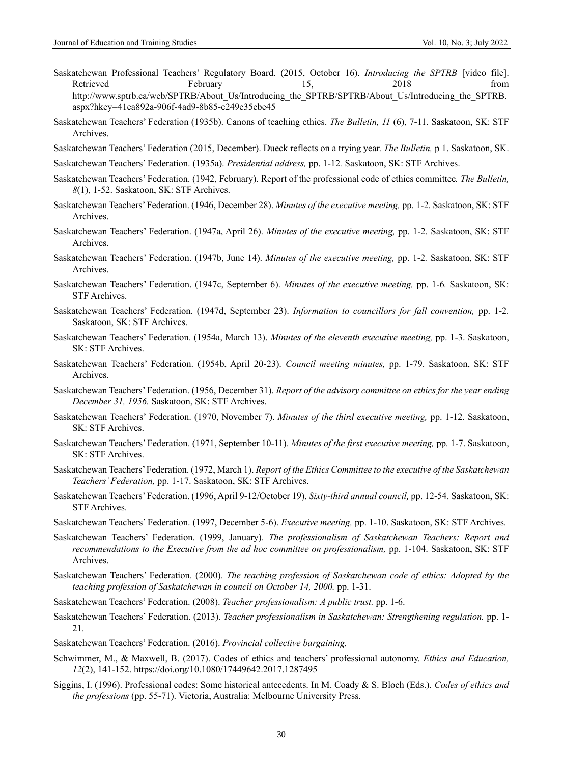Saskatchewan Professional Teachers' Regulatory Board. (2015, October 16). *Introducing the SPTRB* [video file]. Retrieved February 15, 2018 from http://www.sptrb.ca/web/SPTRB/About_Us/Introducing_the_SPTRB/SPTRB/About_Us/Introducing_the_SPTRB.aspx?hkey=41ea892a-906f-4ad9-8b85-e249e35ebe45

Saskatchewan Teachers' Federation (1935b). Canons of teaching ethics. *The Bulletin, 11* (6), 7-11. Saskatoon, SK: STF Archives.

Saskatchewan Teachers' Federation (2015, December). Dueck reflects on a trying year. *The Bulletin,* p 1. Saskatoon, SK.

Saskatchewan Teachers' Federation. (1935a). *Presidential address,* pp. 1-12. Saskatoon, SK: STF Archives.

Saskatchewan Teachers' Federation. (1942, February). Report of the professional code of ethics committee. *The Bulletin, 8*(1), 1-52. Saskatoon, SK: STF Archives.

Saskatchewan Teachers' Federation. (1946, December 28). *Minutes of the executive meeting,* pp. 1-2. Saskatoon, SK: STF Archives.

Saskatchewan Teachers' Federation. (1947a, April 26). *Minutes of the executive meeting,* pp. 1-2. Saskatoon, SK: STF Archives.

Saskatchewan Teachers' Federation. (1947b, June 14). *Minutes of the executive meeting,* pp. 1-2. Saskatoon, SK: STF Archives.

Saskatchewan Teachers' Federation. (1947c, September 6). *Minutes of the executive meeting,* pp. 1-6. Saskatoon, SK: STF Archives.

Saskatchewan Teachers' Federation. (1947d, September 23). *Information to councillors for fall convention,* pp. 1-2. Saskatoon, SK: STF Archives.

Saskatchewan Teachers' Federation. (1954a, March 13). *Minutes of the eleventh executive meeting,* pp. 1-3. Saskatoon, SK: STF Archives.

Saskatchewan Teachers' Federation. (1954b, April 20-23). *Council meeting minutes,* pp. 1-79. Saskatoon, SK: STF Archives.

Saskatchewan Teachers' Federation. (1956, December 31). *Report of the advisory committee on ethics for the year ending December 31, 1956.* Saskatoon, SK: STF Archives.

Saskatchewan Teachers' Federation. (1970, November 7). *Minutes of the third executive meeting,* pp. 1-12. Saskatoon, SK: STF Archives.

Saskatchewan Teachers' Federation. (1971, September 10-11). *Minutes of the first executive meeting,* pp. 1-7. Saskatoon, SK: STF Archives.

Saskatchewan Teachers' Federation. (1972, March 1). *Report of the Ethics Committee to the executive of the Saskatchewan Teachers' Federation,* pp. 1-17. Saskatoon, SK: STF Archives.

Saskatchewan Teachers' Federation. (1996, April 9-12/October 19). *Sixty-third annual council,* pp. 12-54. Saskatoon, SK: STF Archives.

Saskatchewan Teachers' Federation. (1997, December 5-6). *Executive meeting,* pp. 1-10. Saskatoon, SK: STF Archives.

Saskatchewan Teachers' Federation. (1999, January). *The professionalism of Saskatchewan Teachers: Report and recommendations to the Executive from the ad hoc committee on professionalism,* pp. 1-104. Saskatoon, SK: STF Archives.

Saskatchewan Teachers' Federation. (2000). *The teaching profession of Saskatchewan code of ethics: Adopted by the teaching profession of Saskatchewan in council on October 14, 2000.* pp. 1-31.

Saskatchewan Teachers' Federation. (2008). *Teacher professionalism: A public trust.* pp. 1-6.

Saskatchewan Teachers' Federation. (2013). *Teacher professionalism in Saskatchewan: Strengthening regulation.* pp. 1-21.

Saskatchewan Teachers' Federation. (2016). *Provincial collective bargaining.*

Schwimmer, M., & Maxwell, B. (2017). Codes of ethics and teachers' professional autonomy. *Ethics and Education, 12*(2), 141-152. https://doi.org/10.1080/17449642.2017.1287495

Siggins, I. (1996). Professional codes: Some historical antecedents. In M. Coady & S. Bloch (Eds.). *Codes of ethics and the professions* (pp. 55-71). Victoria, Australia: Melbourne University Press.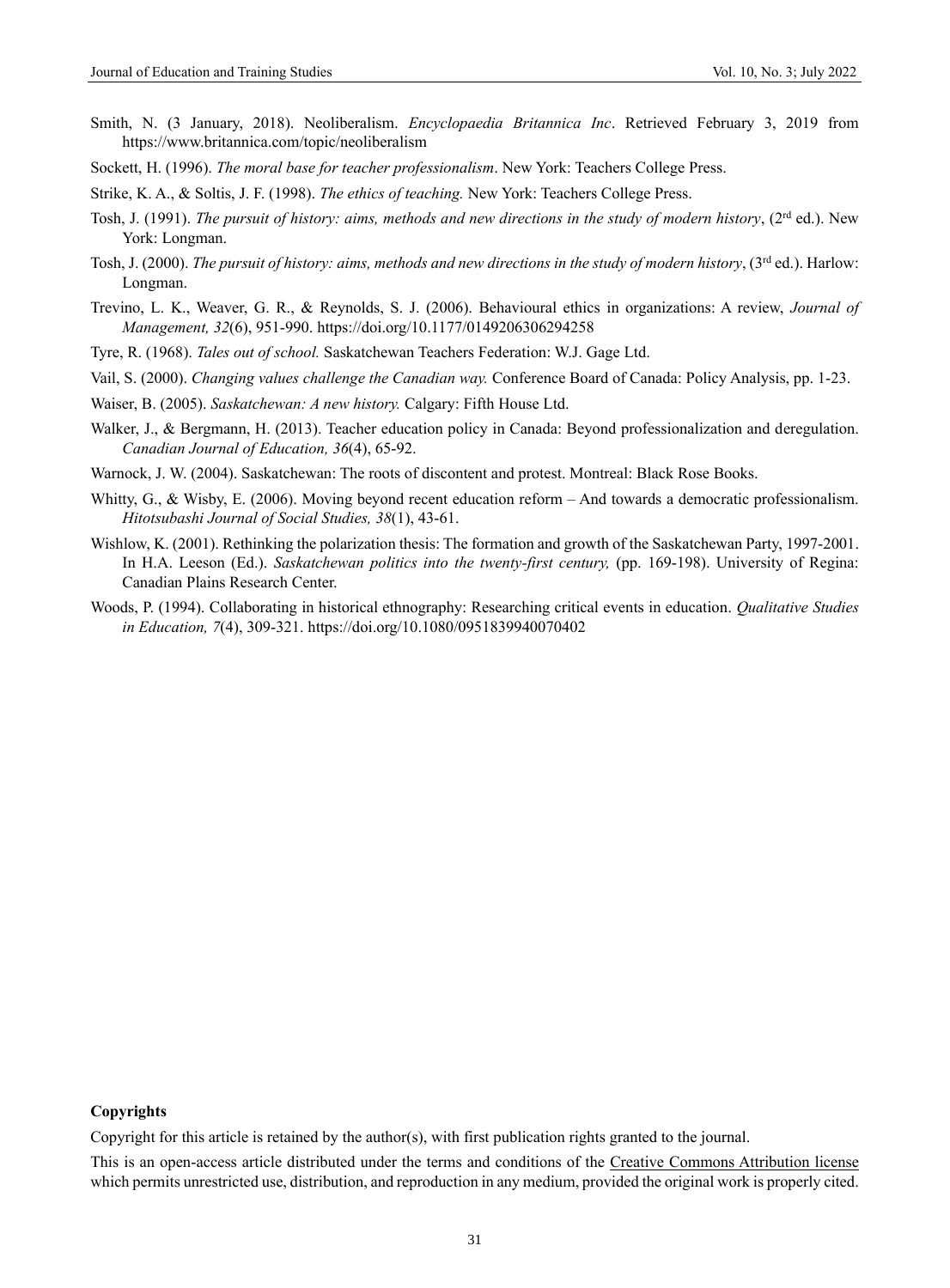Smith, N. (3 January, 2018). Neoliberalism. *Encyclopaedia Britannica Inc*. Retrieved February 3, 2019 from https://www.britannica.com/topic/neoliberalism

Sockett, H. (1996). *The moral base for teacher professionalism*. New York: Teachers College Press.

Strike, K. A., & Soltis, J. F. (1998). *The ethics of teaching.* New York: Teachers College Press.

Tosh, J. (1991). *The pursuit of history: aims, methods and new directions in the study of modern history*, (2nd ed.). New York: Longman.

Tosh, J. (2000). *The pursuit of history: aims, methods and new directions in the study of modern history*, (3rd ed.). Harlow: Longman.

Trevino, L. K., Weaver, G. R., & Reynolds, S. J. (2006). Behavioural ethics in organizations: A review, *Journal of Management, 32*(6), 951-990. https://doi.org/10.1177/0149206306294258

Tyre, R. (1968). *Tales out of school.* Saskatchewan Teachers Federation: W.J. Gage Ltd.

Vail, S. (2000). *Changing values challenge the Canadian way.* Conference Board of Canada: Policy Analysis, pp. 1-23.

Waiser, B. (2005). *Saskatchewan: A new history.* Calgary: Fifth House Ltd.

Walker, J., & Bergmann, H. (2013). Teacher education policy in Canada: Beyond professionalization and deregulation. *Canadian Journal of Education, 36*(4), 65-92.

Warnock, J. W. (2004). Saskatchewan: The roots of discontent and protest. Montreal: Black Rose Books.

Whitty, G., & Wisby, E. (2006). Moving beyond recent education reform – And towards a democratic professionalism. *Hitotsubashi Journal of Social Studies, 38*(1), 43-61.

Wishlow, K. (2001). Rethinking the polarization thesis: The formation and growth of the Saskatchewan Party, 1997-2001. In H.A. Leeson (Ed.). *Saskatchewan politics into the twenty-first century,* (pp. 169-198). University of Regina: Canadian Plains Research Center.

Woods, P. (1994). Collaborating in historical ethnography: Researching critical events in education. *Qualitative Studies in Education, 7*(4), 309-321. https://doi.org/10.1080/0951839940070402

**Copyrights**

Copyright for this article is retained by the author(s), with first publication rights granted to the journal.

This is an open-access article distributed under the terms and conditions of the Creative Commons Attribution license which permits unrestricted use, distribution, and reproduction in any medium, provided the original work is properly cited.